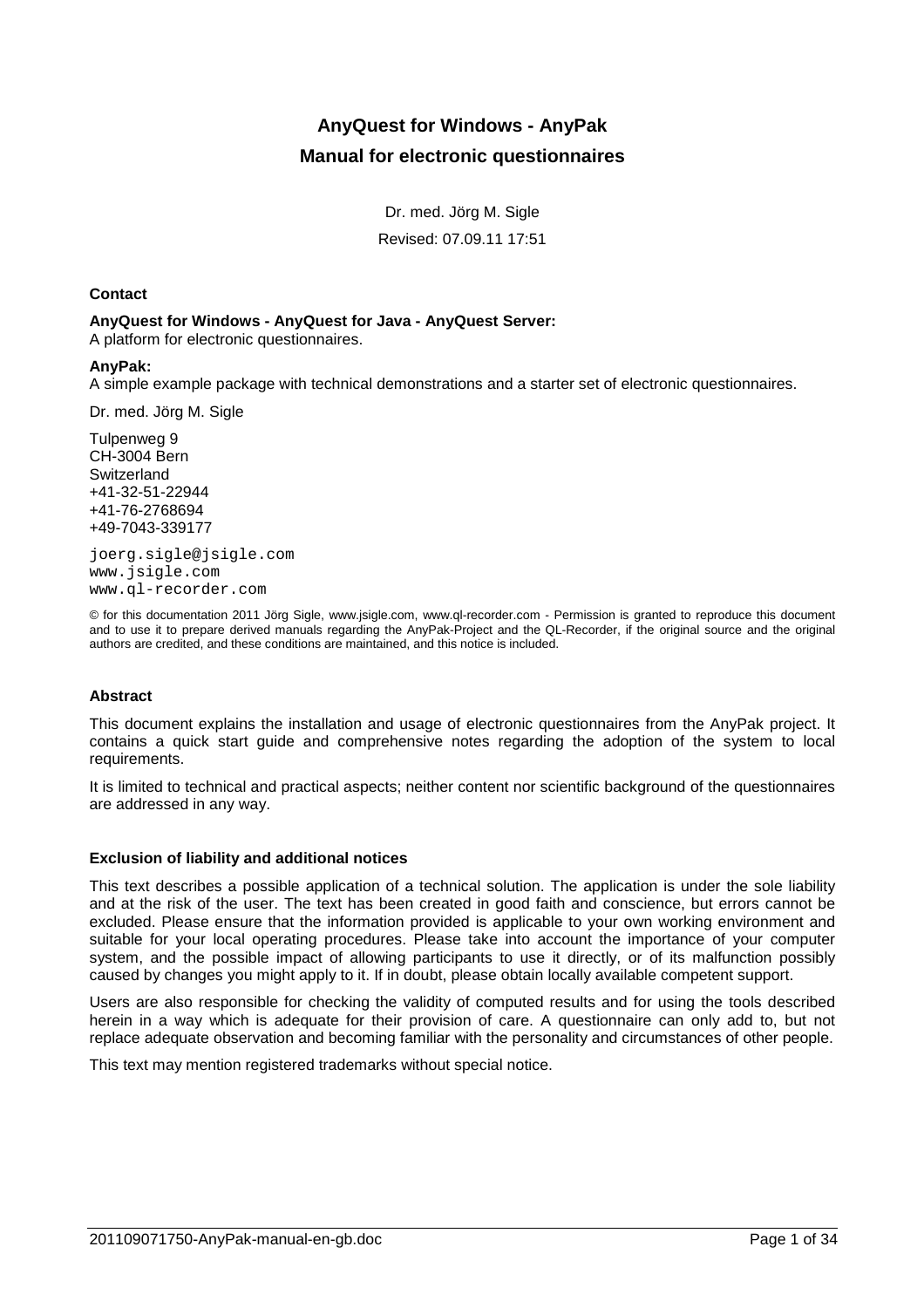# AnyQuest for Windows - AnyPak
## Manual for electronic questionnaires

Dr. med. Jörg M. Sigle

Revised: 07.09.11 17:51

### Contact

**AnyQuest for Windows - AnyQuest for Java - AnyQuest Server:**
A platform for electronic questionnaires.

**AnyPak:**
A simple example package with technical demonstrations and a starter set of electronic questionnaires.

Dr. med. Jörg M. Sigle

Tulpenweg 9
CH-3004 Bern
Switzerland
+41-32-51-22944
+41-76-2768694
+49-7043-339177

joerg.sigle@jsigle.com
www.jsigle.com
www.ql-recorder.com

© for this documentation 2011 Jörg Sigle, www.jsigle.com, www.ql-recorder.com - Permission is granted to reproduce this document and to use it to prepare derived manuals regarding the AnyPak-Project and the QL-Recorder, if the original source and the original authors are credited, and these conditions are maintained, and this notice is included.

### Abstract

This document explains the installation and usage of electronic questionnaires from the AnyPak project. It contains a quick start guide and comprehensive notes regarding the adoption of the system to local requirements.

It is limited to technical and practical aspects; neither content nor scientific background of the questionnaires are addressed in any way.

### Exclusion of liability and additional notices

This text describes a possible application of a technical solution. The application is under the sole liability and at the risk of the user. The text has been created in good faith and conscience, but errors cannot be excluded. Please ensure that the information provided is applicable to your own working environment and suitable for your local operating procedures. Please take into account the importance of your computer system, and the possible impact of allowing participants to use it directly, or of its malfunction possibly caused by changes you might apply to it. If in doubt, please obtain locally available competent support.

Users are also responsible for checking the validity of computed results and for using the tools described herein in a way which is adequate for their provision of care. A questionnaire can only add to, but not replace adequate observation and becoming familiar with the personality and circumstances of other people.

This text may mention registered trademarks without special notice.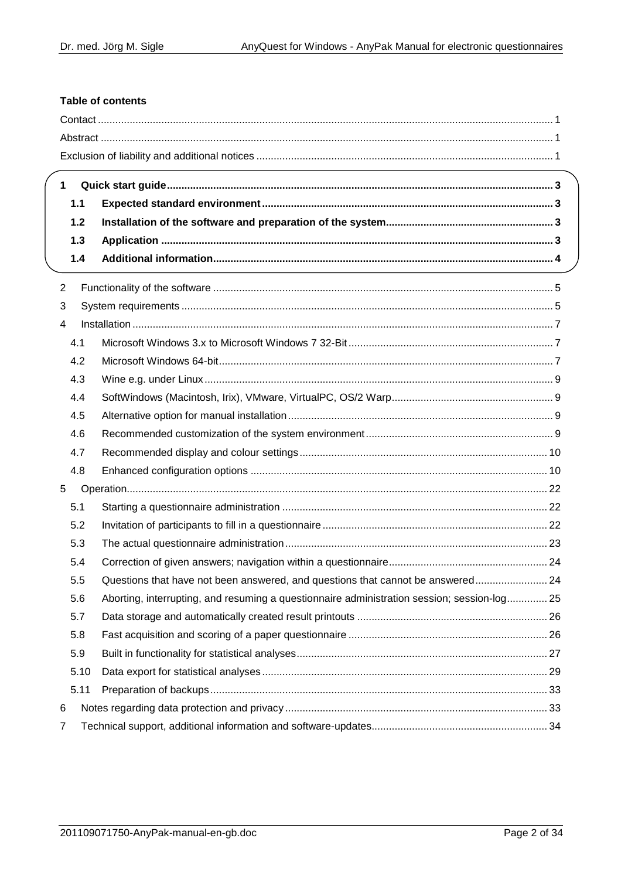**Table of contents**

Contact ..... 1
Abstract ..... 1
Exclusion of liability and additional notices ..... 1

**1 Quick start guide ..... 3**
- **1.1 Expected standard environment ..... 3**
- **1.2 Installation of the software and preparation of the system ..... 3**
- **1.3 Application ..... 3**
- **1.4 Additional information ..... 4**

2 Functionality of the software ..... 5
3 System requirements ..... 5
4 Installation ..... 7
- 4.1 Microsoft Windows 3.x to Microsoft Windows 7 32-Bit ..... 7
- 4.2 Microsoft Windows 64-bit ..... 7
- 4.3 Wine e.g. under Linux ..... 9
- 4.4 SoftWindows (Macintosh, Irix), VMware, VirtualPC, OS/2 Warp ..... 9
- 4.5 Alternative option for manual installation ..... 9
- 4.6 Recommended customization of the system environment ..... 9
- 4.7 Recommended display and colour settings ..... 10
- 4.8 Enhanced configuration options ..... 10

5 Operation ..... 22
- 5.1 Starting a questionnaire administration ..... 22
- 5.2 Invitation of participants to fill in a questionnaire ..... 22
- 5.3 The actual questionnaire administration ..... 23
- 5.4 Correction of given answers; navigation within a questionnaire ..... 24
- 5.5 Questions that have not been answered, and questions that cannot be answered ..... 24
- 5.6 Aborting, interrupting, and resuming a questionnaire administration session; session-log ..... 25
- 5.7 Data storage and automatically created result printouts ..... 26
- 5.8 Fast acquisition and scoring of a paper questionnaire ..... 26
- 5.9 Built in functionality for statistical analyses ..... 27
- 5.10 Data export for statistical analyses ..... 29
- 5.11 Preparation of backups ..... 33

6 Notes regarding data protection and privacy ..... 33
7 Technical support, additional information and software-updates ..... 34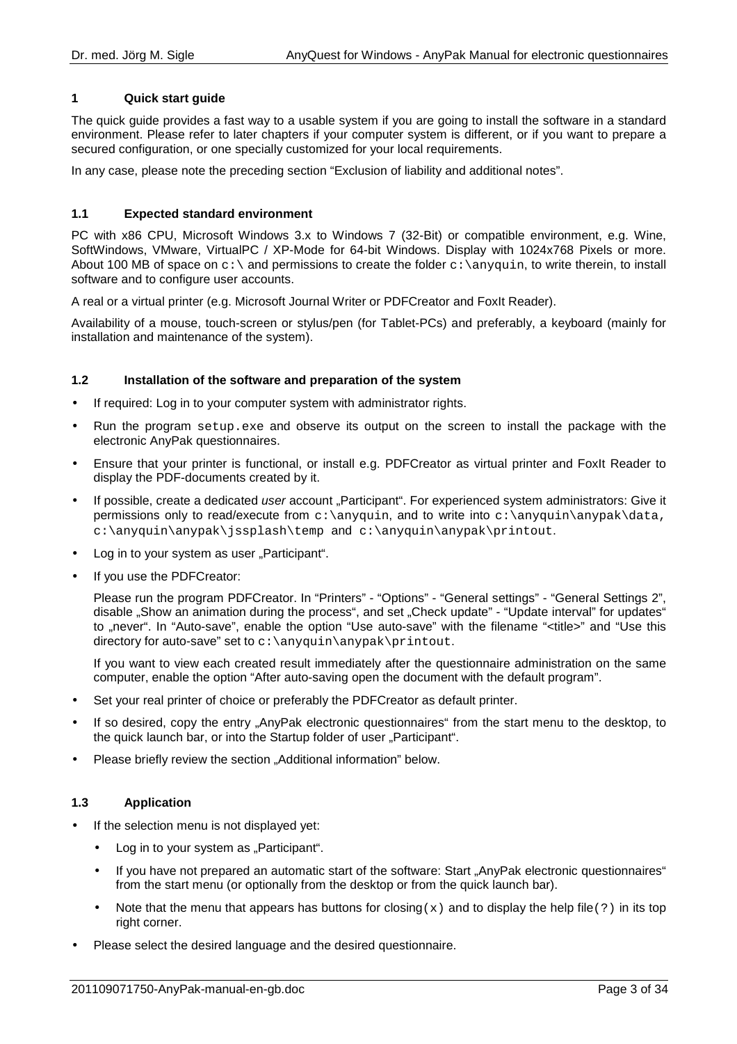# 1 Quick start guide

The quick guide provides a fast way to a usable system if you are going to install the software in a standard environment. Please refer to later chapters if your computer system is different, or if you want to prepare a secured configuration, or one specially customized for your local requirements.

In any case, please note the preceding section "Exclusion of liability and additional notes".

## 1.1 Expected standard environment

PC with x86 CPU, Microsoft Windows 3.x to Windows 7 (32-Bit) or compatible environment, e.g. Wine, SoftWindows, VMware, VirtualPC / XP-Mode for 64-bit Windows. Display with 1024x768 Pixels or more. About 100 MB of space on `c:\` and permissions to create the folder `c:\anyquin`, to write therein, to install software and to configure user accounts.

A real or a virtual printer (e.g. Microsoft Journal Writer or PDFCreator and FoxIt Reader).

Availability of a mouse, touch-screen or stylus/pen (for Tablet-PCs) and preferably, a keyboard (mainly for installation and maintenance of the system).

## 1.2 Installation of the software and preparation of the system

- If required: Log in to your computer system with administrator rights.
- Run the program `setup.exe` and observe its output on the screen to install the package with the electronic AnyPak questionnaires.
- Ensure that your printer is functional, or install e.g. PDFCreator as virtual printer and FoxIt Reader to display the PDF-documents created by it.
- If possible, create a dedicated *user* account „Participant". For experienced system administrators: Give it permissions only to read/execute from `c:\anyquin`, and to write into `c:\anyquin\anypak\data`, `c:\anyquin\anypak\jssplash\temp` and `c:\anyquin\anypak\printout`.
- Log in to your system as user „Participant".
- If you use the PDFCreator:

  Please run the program PDFCreator. In "Printers" - "Options" - "General settings" - "General Settings 2", disable „Show an animation during the process", and set „Check update" - "Update interval" for updates" to „never". In "Auto-save", enable the option "Use auto-save" with the filename "<title>" and "Use this directory for auto-save" set to `c:\anyquin\anypak\printout`.

  If you want to view each created result immediately after the questionnaire administration on the same computer, enable the option "After auto-saving open the document with the default program".
- Set your real printer of choice or preferably the PDFCreator as default printer.
- If so desired, copy the entry „AnyPak electronic questionnaires" from the start menu to the desktop, to the quick launch bar, or into the Startup folder of user „Participant".
- Please briefly review the section „Additional information" below.

## 1.3 Application

- If the selection menu is not displayed yet:
  - Log in to your system as „Participant".
  - If you have not prepared an automatic start of the software: Start „AnyPak electronic questionnaires" from the start menu (or optionally from the desktop or from the quick launch bar).
  - Note that the menu that appears has buttons for closing`(x)` and to display the help file`(?)` in its top right corner.
- Please select the desired language and the desired questionnaire.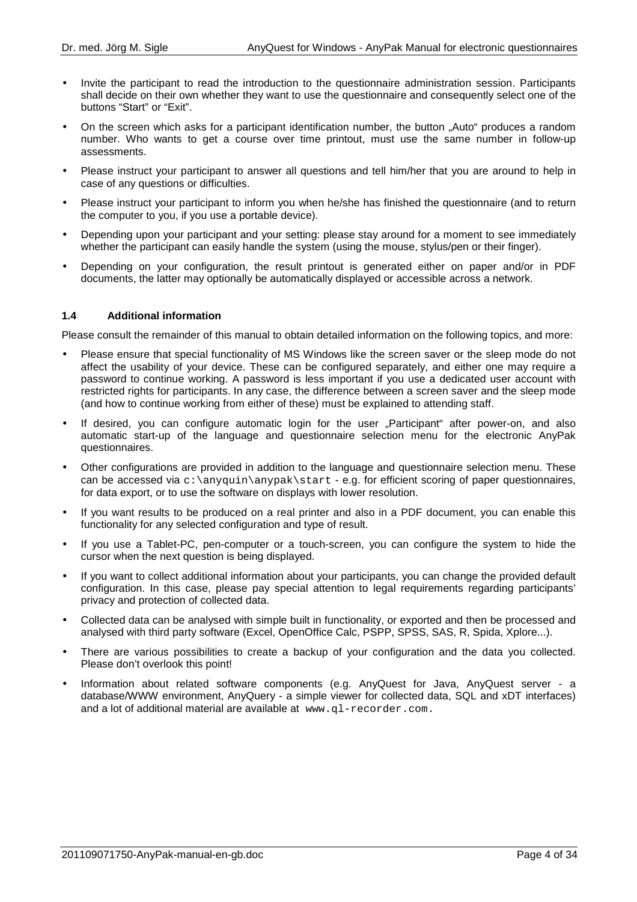- Invite the participant to read the introduction to the questionnaire administration session. Participants shall decide on their own whether they want to use the questionnaire and consequently select one of the buttons "Start" or "Exit".
- On the screen which asks for a participant identification number, the button „Auto" produces a random number. Who wants to get a course over time printout, must use the same number in follow-up assessments.
- Please instruct your participant to answer all questions and tell him/her that you are around to help in case of any questions or difficulties.
- Please instruct your participant to inform you when he/she has finished the questionnaire (and to return the computer to you, if you use a portable device).
- Depending upon your participant and your setting: please stay around for a moment to see immediately whether the participant can easily handle the system (using the mouse, stylus/pen or their finger).
- Depending on your configuration, the result printout is generated either on paper and/or in PDF documents, the latter may optionally be automatically displayed or accessible across a network.

### 1.4 Additional information

Please consult the remainder of this manual to obtain detailed information on the following topics, and more:

- Please ensure that special functionality of MS Windows like the screen saver or the sleep mode do not affect the usability of your device. These can be configured separately, and either one may require a password to continue working. A password is less important if you use a dedicated user account with restricted rights for participants. In any case, the difference between a screen saver and the sleep mode (and how to continue working from either of these) must be explained to attending staff.
- If desired, you can configure automatic login for the user „Participant" after power-on, and also automatic start-up of the language and questionnaire selection menu for the electronic AnyPak questionnaires.
- Other configurations are provided in addition to the language and questionnaire selection menu. These can be accessed via `c:\anyquin\anypak\start` - e.g. for efficient scoring of paper questionnaires, for data export, or to use the software on displays with lower resolution.
- If you want results to be produced on a real printer and also in a PDF document, you can enable this functionality for any selected configuration and type of result.
- If you use a Tablet-PC, pen-computer or a touch-screen, you can configure the system to hide the cursor when the next question is being displayed.
- If you want to collect additional information about your participants, you can change the provided default configuration. In this case, please pay special attention to legal requirements regarding participants' privacy and protection of collected data.
- Collected data can be analysed with simple built in functionality, or exported and then be processed and analysed with third party software (Excel, OpenOffice Calc, PSPP, SPSS, SAS, R, Spida, Xplore...).
- There are various possibilities to create a backup of your configuration and the data you collected. Please don't overlook this point!
- Information about related software components (e.g. AnyQuest for Java, AnyQuest server - a database/WWW environment, AnyQuery - a simple viewer for collected data, SQL and xDT interfaces) and a lot of additional material are available at `www.ql-recorder.com`.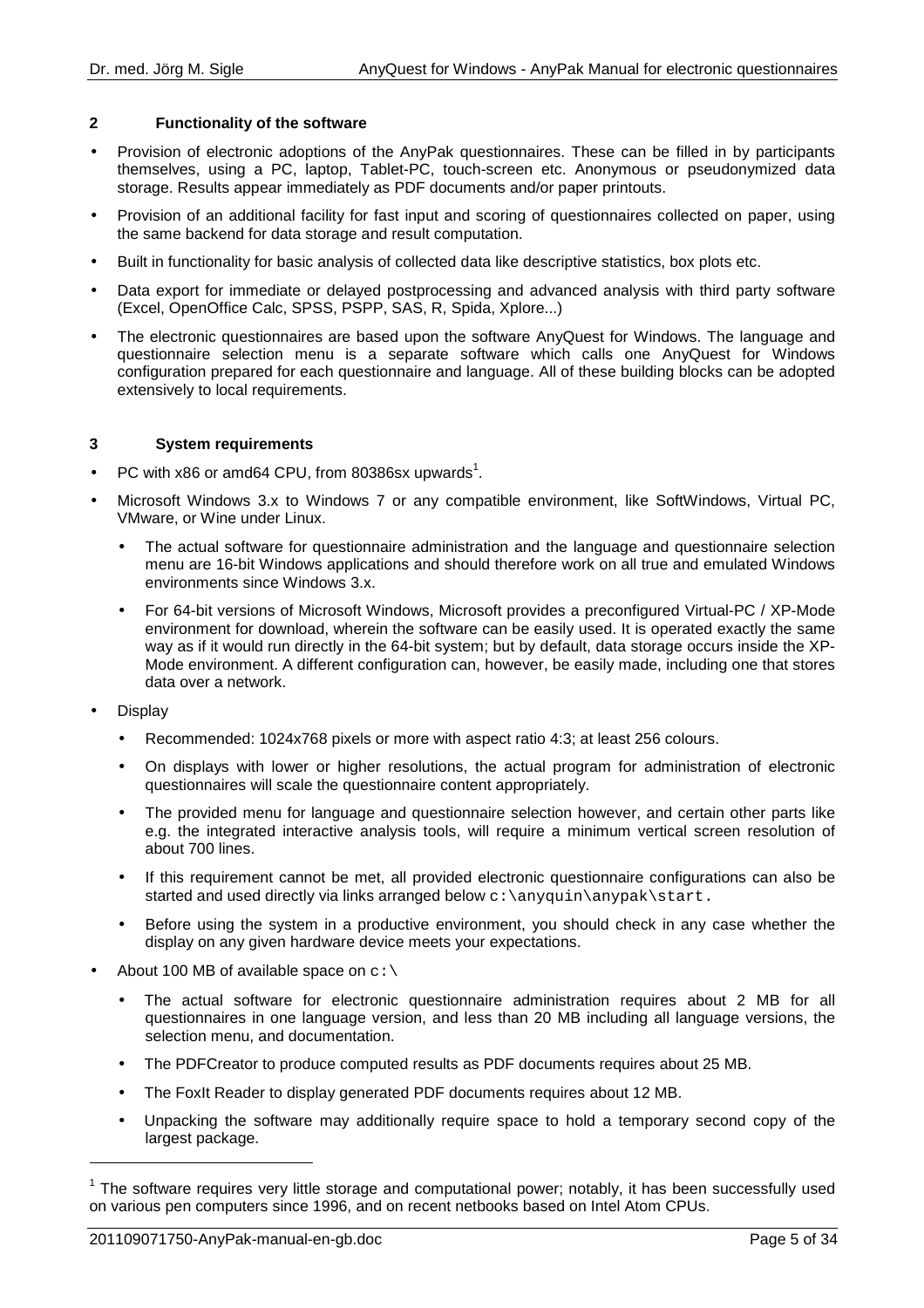## 2 Functionality of the software

- Provision of electronic adoptions of the AnyPak questionnaires. These can be filled in by participants themselves, using a PC, laptop, Tablet-PC, touch-screen etc. Anonymous or pseudonymized data storage. Results appear immediately as PDF documents and/or paper printouts.
- Provision of an additional facility for fast input and scoring of questionnaires collected on paper, using the same backend for data storage and result computation.
- Built in functionality for basic analysis of collected data like descriptive statistics, box plots etc.
- Data export for immediate or delayed postprocessing and advanced analysis with third party software (Excel, OpenOffice Calc, SPSS, PSPP, SAS, R, Spida, Xplore...)
- The electronic questionnaires are based upon the software AnyQuest for Windows. The language and questionnaire selection menu is a separate software which calls one AnyQuest for Windows configuration prepared for each questionnaire and language. All of these building blocks can be adopted extensively to local requirements.

## 3 System requirements

- PC with x86 or amd64 CPU, from 80386sx upwards[1].
- Microsoft Windows 3.x to Windows 7 or any compatible environment, like SoftWindows, Virtual PC, VMware, or Wine under Linux.
  - The actual software for questionnaire administration and the language and questionnaire selection menu are 16-bit Windows applications and should therefore work on all true and emulated Windows environments since Windows 3.x.
  - For 64-bit versions of Microsoft Windows, Microsoft provides a preconfigured Virtual-PC / XP-Mode environment for download, wherein the software can be easily used. It is operated exactly the same way as if it would run directly in the 64-bit system; but by default, data storage occurs inside the XP-Mode environment. A different configuration can, however, be easily made, including one that stores data over a network.
- Display
  - Recommended: 1024x768 pixels or more with aspect ratio 4:3; at least 256 colours.
  - On displays with lower or higher resolutions, the actual program for administration of electronic questionnaires will scale the questionnaire content appropriately.
  - The provided menu for language and questionnaire selection however, and certain other parts like e.g. the integrated interactive analysis tools, will require a minimum vertical screen resolution of about 700 lines.
  - If this requirement cannot be met, all provided electronic questionnaire configurations can also be started and used directly via links arranged below `c:\anyquin\anypak\start.`
  - Before using the system in a productive environment, you should check in any case whether the display on any given hardware device meets your expectations.
- About 100 MB of available space on `c:\`
  - The actual software for electronic questionnaire administration requires about 2 MB for all questionnaires in one language version, and less than 20 MB including all language versions, the selection menu, and documentation.
  - The PDFCreator to produce computed results as PDF documents requires about 25 MB.
  - The FoxIt Reader to display generated PDF documents requires about 12 MB.
  - Unpacking the software may additionally require space to hold a temporary second copy of the largest package.

---

[1] The software requires very little storage and computational power; notably, it has been successfully used on various pen computers since 1996, and on recent netbooks based on Intel Atom CPUs.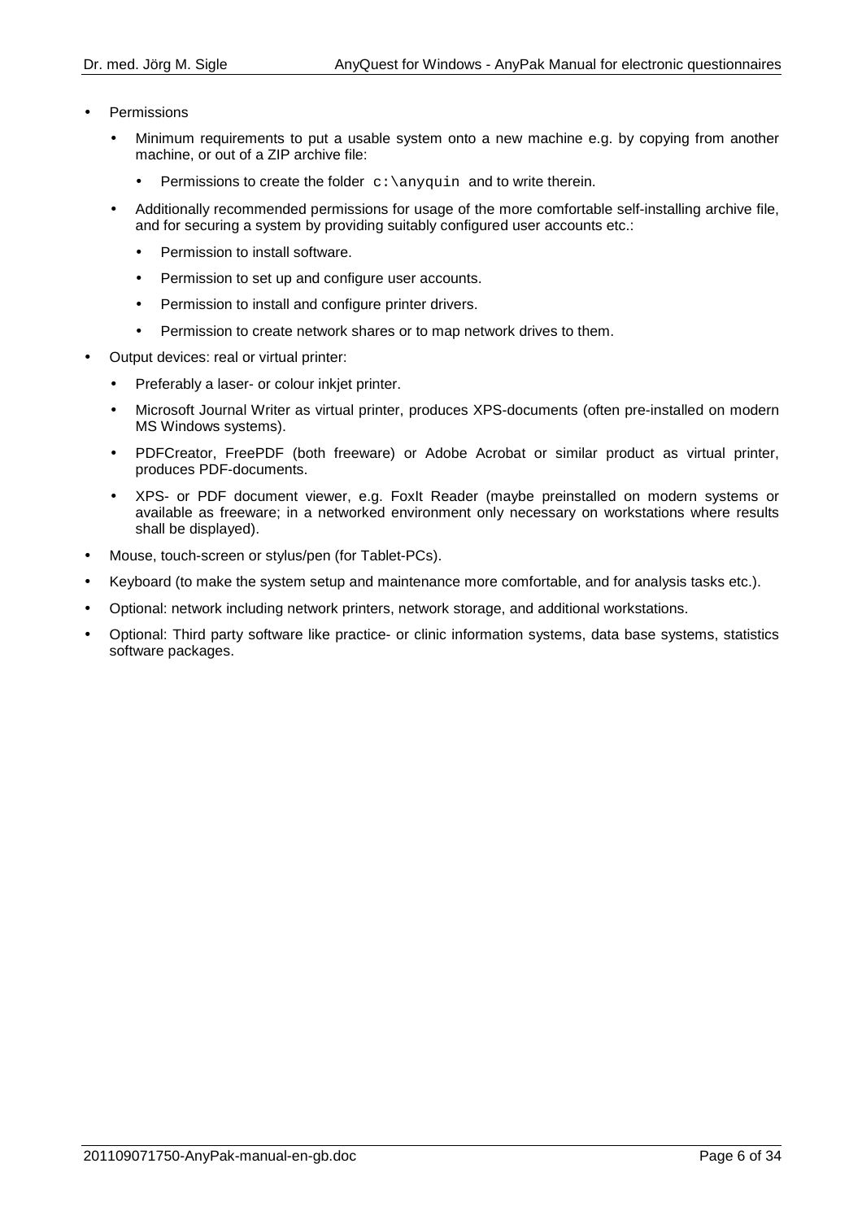- Permissions
  - Minimum requirements to put a usable system onto a new machine e.g. by copying from another machine, or out of a ZIP archive file:
    - Permissions to create the folder `c:\anyquin` and to write therein.
  - Additionally recommended permissions for usage of the more comfortable self-installing archive file, and for securing a system by providing suitably configured user accounts etc.:
    - Permission to install software.
    - Permission to set up and configure user accounts.
    - Permission to install and configure printer drivers.
    - Permission to create network shares or to map network drives to them.
- Output devices: real or virtual printer:
  - Preferably a laser- or colour inkjet printer.
  - Microsoft Journal Writer as virtual printer, produces XPS-documents (often pre-installed on modern MS Windows systems).
  - PDFCreator, FreePDF (both freeware) or Adobe Acrobat or similar product as virtual printer, produces PDF-documents.
  - XPS- or PDF document viewer, e.g. FoxIt Reader (maybe preinstalled on modern systems or available as freeware; in a networked environment only necessary on workstations where results shall be displayed).
- Mouse, touch-screen or stylus/pen (for Tablet-PCs).
- Keyboard (to make the system setup and maintenance more comfortable, and for analysis tasks etc.).
- Optional: network including network printers, network storage, and additional workstations.
- Optional: Third party software like practice- or clinic information systems, data base systems, statistics software packages.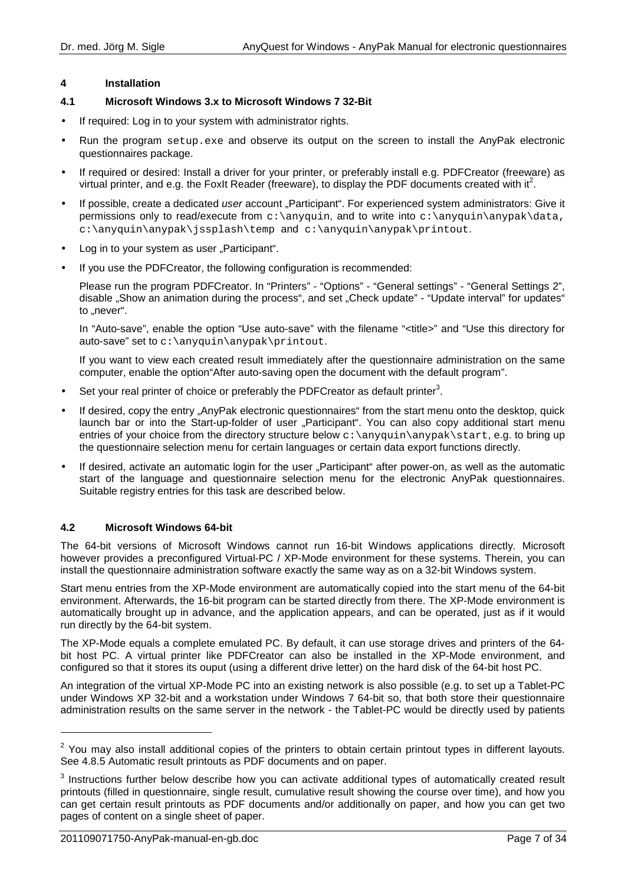# 4 Installation

## 4.1 Microsoft Windows 3.x to Microsoft Windows 7 32-Bit

- If required: Log in to your system with administrator rights.
- Run the program `setup.exe` and observe its output on the screen to install the AnyPak electronic questionnaires package.
- If required or desired: Install a driver for your printer, or preferably install e.g. PDFCreator (freeware) as virtual printer, and e.g. the FoxIt Reader (freeware), to display the PDF documents created with it[2].
- If possible, create a dedicated *user* account „Participant". For experienced system administrators: Give it permissions only to read/execute from `c:\anyquin`, and to write into `c:\anyquin\anypak\data`, `c:\anyquin\anypak\jssplash\temp` and `c:\anyquin\anypak\printout`.
- Log in to your system as user „Participant".
- If you use the PDFCreator, the following configuration is recommended:

  Please run the program PDFCreator. In "Printers" - "Options" - "General settings" - "General Settings 2", disable „Show an animation during the process", and set „Check update" - "Update interval" for updates" to „never".

  In "Auto-save", enable the option "Use auto-save" with the filename "<title>" and "Use this directory for auto-save" set to `c:\anyquin\anypak\printout`.

  If you want to view each created result immediately after the questionnaire administration on the same computer, enable the option"After auto-saving open the document with the default program".
- Set your real printer of choice or preferably the PDFCreator as default printer[3].
- If desired, copy the entry „AnyPak electronic questionnaires" from the start menu onto the desktop, quick launch bar or into the Start-up-folder of user „Participant". You can also copy additional start menu entries of your choice from the directory structure below `c:\anyquin\anypak\start`, e.g. to bring up the questionnaire selection menu for certain languages or certain data export functions directly.
- If desired, activate an automatic login for the user „Participant" after power-on, as well as the automatic start of the language and questionnaire selection menu for the electronic AnyPak questionnaires. Suitable registry entries for this task are described below.

## 4.2 Microsoft Windows 64-bit

The 64-bit versions of Microsoft Windows cannot run 16-bit Windows applications directly. Microsoft however provides a preconfigured Virtual-PC / XP-Mode environment for these systems. Therein, you can install the questionnaire administration software exactly the same way as on a 32-bit Windows system.

Start menu entries from the XP-Mode environment are automatically copied into the start menu of the 64-bit environment. Afterwards, the 16-bit program can be started directly from there. The XP-Mode environment is automatically brought up in advance, and the application appears, and can be operated, just as if it would run directly by the 64-bit system.

The XP-Mode equals a complete emulated PC. By default, it can use storage drives and printers of the 64-bit host PC. A virtual printer like PDFCreator can also be installed in the XP-Mode environment, and configured so that it stores its ouput (using a different drive letter) on the hard disk of the 64-bit host PC.

An integration of the virtual XP-Mode PC into an existing network is also possible (e.g. to set up a Tablet-PC under Windows XP 32-bit and a workstation under Windows 7 64-bit so, that both store their questionnaire administration results on the same server in the network - the Tablet-PC would be directly used by patients

---

[2] You may also install additional copies of the printers to obtain certain printout types in different layouts. See 4.8.5 Automatic result printouts as PDF documents and on paper.

[3] Instructions further below describe how you can activate additional types of automatically created result printouts (filled in questionnaire, single result, cumulative result showing the course over time), and how you can get certain result printouts as PDF documents and/or additionally on paper, and how you can get two pages of content on a single sheet of paper.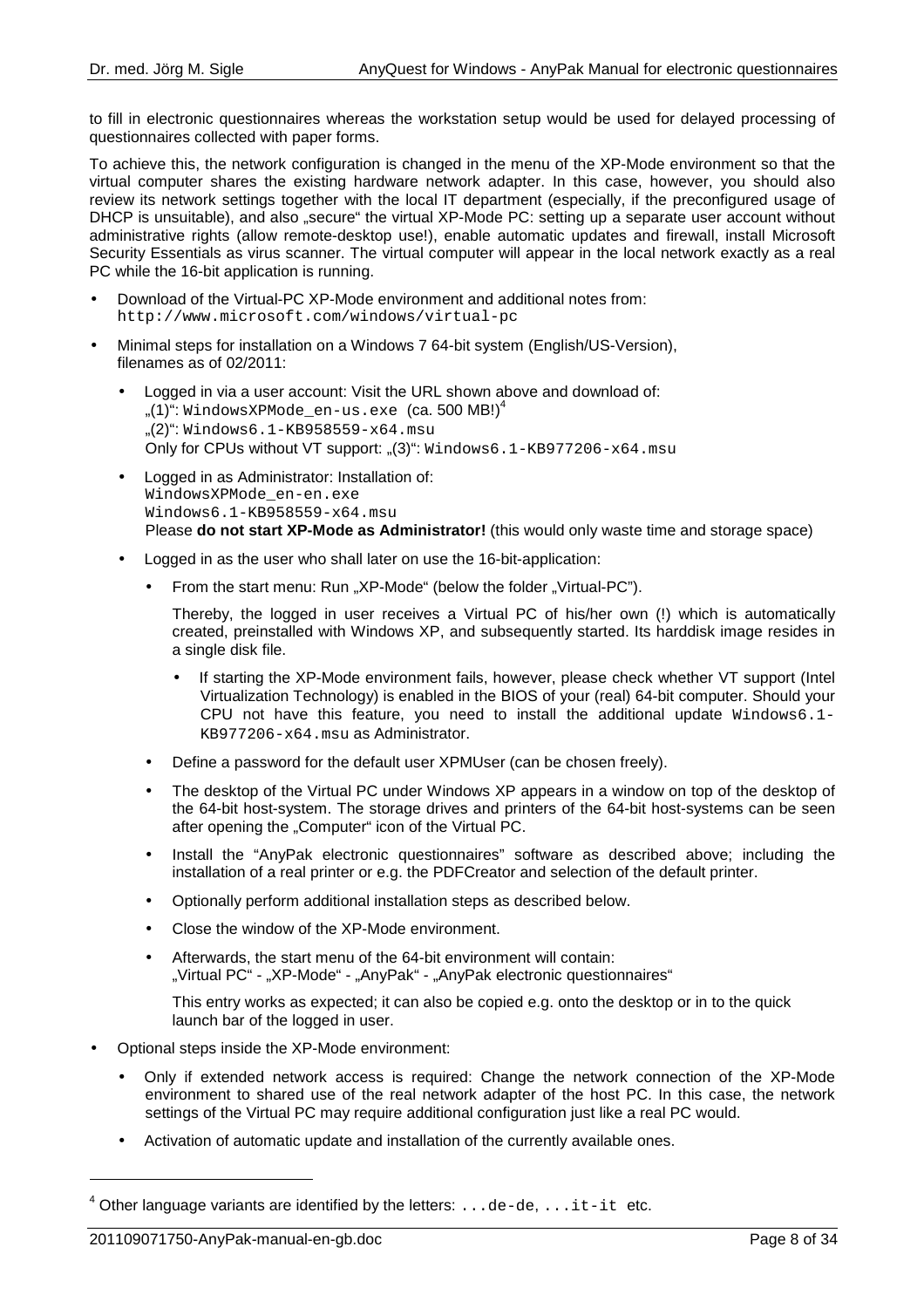to fill in electronic questionnaires whereas the workstation setup would be used for delayed processing of questionnaires collected with paper forms.

To achieve this, the network configuration is changed in the menu of the XP-Mode environment so that the virtual computer shares the existing hardware network adapter. In this case, however, you should also review its network settings together with the local IT department (especially, if the preconfigured usage of DHCP is unsuitable), and also „secure" the virtual XP-Mode PC: setting up a separate user account without administrative rights (allow remote-desktop use!), enable automatic updates and firewall, install Microsoft Security Essentials as virus scanner. The virtual computer will appear in the local network exactly as a real PC while the 16-bit application is running.

- Download of the Virtual-PC XP-Mode environment and additional notes from:
  `http://www.microsoft.com/windows/virtual-pc`
- Minimal steps for installation on a Windows 7 64-bit system (English/US-Version), filenames as of 02/2011:
  - Logged in via a user account: Visit the URL shown above and download of:
    „(1)": `WindowsXPMode_en-us.exe` (ca. 500 MB!)[4]
    „(2)": `Windows6.1-KB958559-x64.msu`
    Only for CPUs without VT support: „(3)": `Windows6.1-KB977206-x64.msu`
  - Logged in as Administrator: Installation of:
    `WindowsXPMode_en-en.exe`
    `Windows6.1-KB958559-x64.msu`
    Please **do not start XP-Mode as Administrator!** (this would only waste time and storage space)
  - Logged in as the user who shall later on use the 16-bit-application:
    - From the start menu: Run „XP-Mode" (below the folder „Virtual-PC").

      Thereby, the logged in user receives a Virtual PC of his/her own (!) which is automatically created, preinstalled with Windows XP, and subsequently started. Its harddisk image resides in a single disk file.

      - If starting the XP-Mode environment fails, however, please check whether VT support (Intel Virtualization Technology) is enabled in the BIOS of your (real) 64-bit computer. Should your CPU not have this feature, you need to install the additional update `Windows6.1-KB977206-x64.msu` as Administrator.
    - Define a password for the default user XPMUser (can be chosen freely).
    - The desktop of the Virtual PC under Windows XP appears in a window on top of the desktop of the 64-bit host-system. The storage drives and printers of the 64-bit host-systems can be seen after opening the „Computer" icon of the Virtual PC.
    - Install the "AnyPak electronic questionnaires" software as described above; including the installation of a real printer or e.g. the PDFCreator and selection of the default printer.
    - Optionally perform additional installation steps as described below.
    - Close the window of the XP-Mode environment.
    - Afterwards, the start menu of the 64-bit environment will contain:
      „Virtual PC" - „XP-Mode" - „AnyPak" - „AnyPak electronic questionnaires"

      This entry works as expected; it can also be copied e.g. onto the desktop or in to the quick launch bar of the logged in user.
- Optional steps inside the XP-Mode environment:
  - Only if extended network access is required: Change the network connection of the XP-Mode environment to shared use of the real network adapter of the host PC. In this case, the network settings of the Virtual PC may require additional configuration just like a real PC would.
  - Activation of automatic update and installation of the currently available ones.

---

[4] Other language variants are identified by the letters: `...de-de`, `...it-it` etc.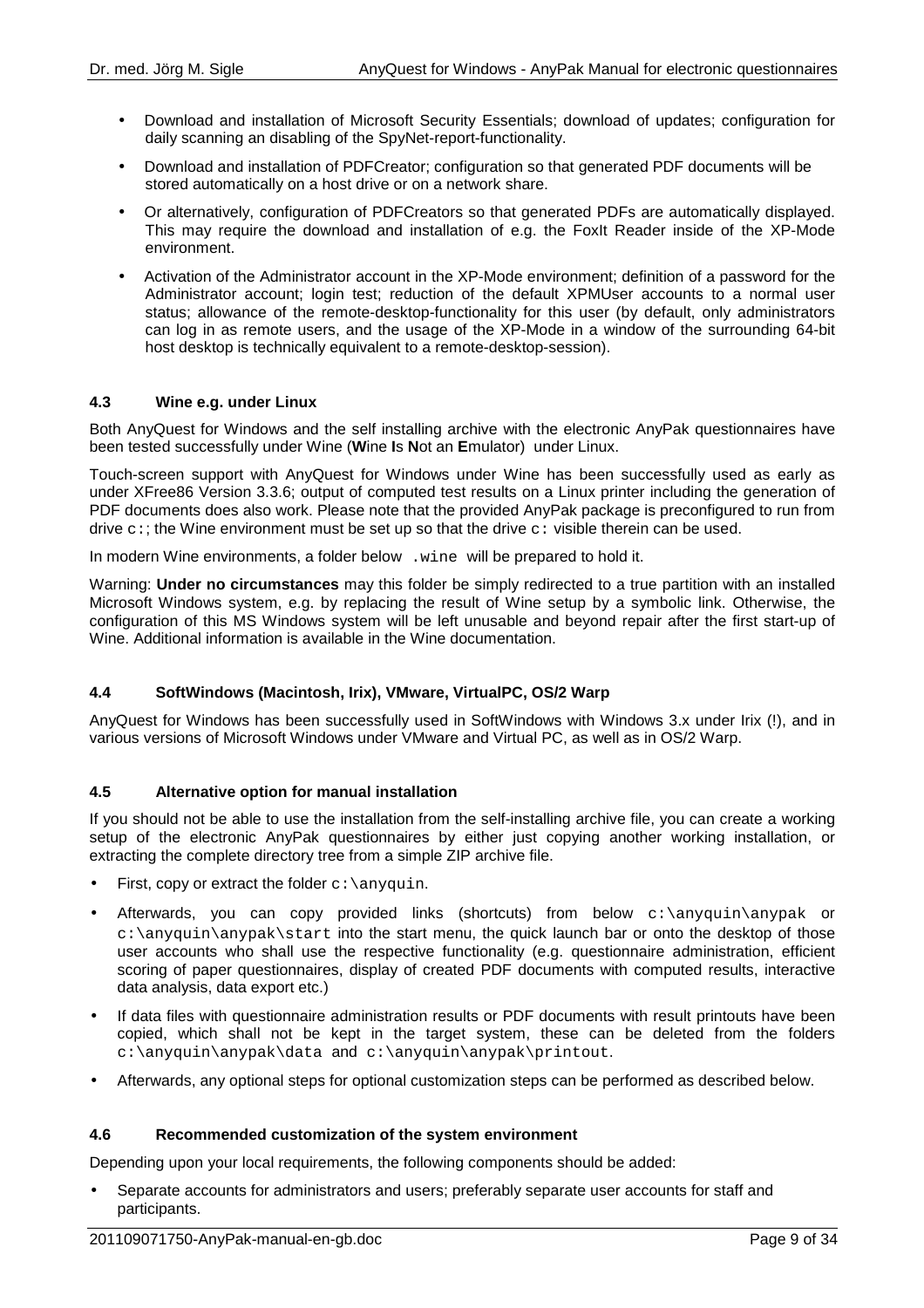- Download and installation of Microsoft Security Essentials; download of updates; configuration for daily scanning an disabling of the SpyNet-report-functionality.
- Download and installation of PDFCreator; configuration so that generated PDF documents will be stored automatically on a host drive or on a network share.
- Or alternatively, configuration of PDFCreators so that generated PDFs are automatically displayed. This may require the download and installation of e.g. the FoxIt Reader inside of the XP-Mode environment.
- Activation of the Administrator account in the XP-Mode environment; definition of a password for the Administrator account; login test; reduction of the default XPMUser accounts to a normal user status; allowance of the remote-desktop-functionality for this user (by default, only administrators can log in as remote users, and the usage of the XP-Mode in a window of the surrounding 64-bit host desktop is technically equivalent to a remote-desktop-session).

### 4.3 Wine e.g. under Linux

Both AnyQuest for Windows and the self installing archive with the electronic AnyPak questionnaires have been tested successfully under Wine (**W**ine **I**s **N**ot an **E**mulator) under Linux.

Touch-screen support with AnyQuest for Windows under Wine has been successfully used as early as under XFree86 Version 3.3.6; output of computed test results on a Linux printer including the generation of PDF documents does also work. Please note that the provided AnyPak package is preconfigured to run from drive `c:`; the Wine environment must be set up so that the drive `c:` visible therein can be used.

In modern Wine environments, a folder below `.wine` will be prepared to hold it.

Warning: **Under no circumstances** may this folder be simply redirected to a true partition with an installed Microsoft Windows system, e.g. by replacing the result of Wine setup by a symbolic link. Otherwise, the configuration of this MS Windows system will be left unusable and beyond repair after the first start-up of Wine. Additional information is available in the Wine documentation.

### 4.4 SoftWindows (Macintosh, Irix), VMware, VirtualPC, OS/2 Warp

AnyQuest for Windows has been successfully used in SoftWindows with Windows 3.x under Irix (!), and in various versions of Microsoft Windows under VMware and Virtual PC, as well as in OS/2 Warp.

### 4.5 Alternative option for manual installation

If you should not be able to use the installation from the self-installing archive file, you can create a working setup of the electronic AnyPak questionnaires by either just copying another working installation, or extracting the complete directory tree from a simple ZIP archive file.

- First, copy or extract the folder `c:\anyquin`.
- Afterwards, you can copy provided links (shortcuts) from below `c:\anyquin\anypak` or `c:\anyquin\anypak\start` into the start menu, the quick launch bar or onto the desktop of those user accounts who shall use the respective functionality (e.g. questionnaire administration, efficient scoring of paper questionnaires, display of created PDF documents with computed results, interactive data analysis, data export etc.)
- If data files with questionnaire administration results or PDF documents with result printouts have been copied, which shall not be kept in the target system, these can be deleted from the folders `c:\anyquin\anypak\data` and `c:\anyquin\anypak\printout`.
- Afterwards, any optional steps for optional customization steps can be performed as described below.

### 4.6 Recommended customization of the system environment

Depending upon your local requirements, the following components should be added:

- Separate accounts for administrators and users; preferably separate user accounts for staff and participants.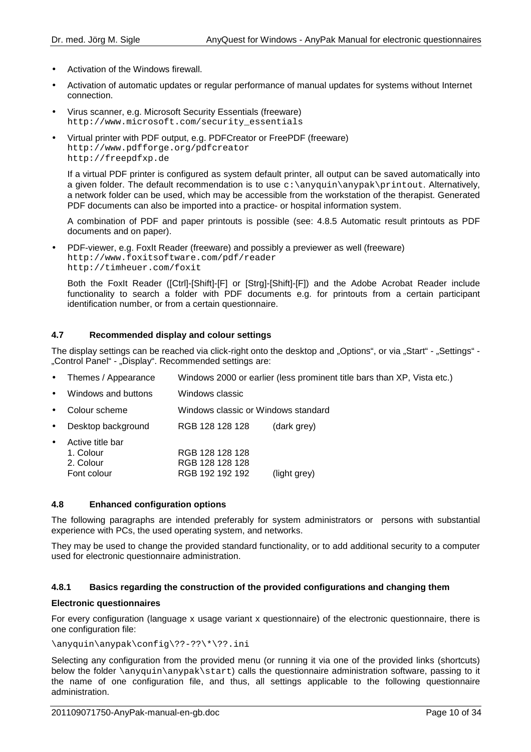- Activation of the Windows firewall.
- Activation of automatic updates or regular performance of manual updates for systems without Internet connection.
- Virus scanner, e.g. Microsoft Security Essentials (freeware)
  `http://www.microsoft.com/security_essentials`
- Virtual printer with PDF output, e.g. PDFCreator or FreePDF (freeware)
  `http://www.pdfforge.org/pdfcreator`
  `http://freepdfxp.de`

  If a virtual PDF printer is configured as system default printer, all output can be saved automatically into a given folder. The default recommendation is to use `c:\anyquin\anypak\printout`. Alternatively, a network folder can be used, which may be accessible from the workstation of the therapist. Generated PDF documents can also be imported into a practice- or hospital information system.

  A combination of PDF and paper printouts is possible (see: 4.8.5 Automatic result printouts as PDF documents and on paper).
- PDF-viewer, e.g. FoxIt Reader (freeware) and possibly a previewer as well (freeware)
  `http://www.foxitsoftware.com/pdf/reader`
  `http://timheuer.com/foxit`

  Both the FoxIt Reader ([Ctrl]-[Shift]-[F] or [Strg]-[Shift]-[F]) and the Adobe Acrobat Reader include functionality to search a folder with PDF documents e.g. for printouts from a certain participant identification number, or from a certain questionnaire.

### 4.7 Recommended display and colour settings

The display settings can be reached via click-right onto the desktop and „Options", or via „Start" - „Settings" - „Control Panel" - „Display". Recommended settings are:

- Themes / Appearance — Windows 2000 or earlier (less prominent title bars than XP, Vista etc.)
- Windows and buttons — Windows classic
- Colour scheme — Windows classic or Windows standard
- Desktop background — RGB 128 128 128 (dark grey)
- Active title bar
  - 1. Colour — RGB 128 128 128
  - 2. Colour — RGB 128 128 128
  - Font colour — RGB 192 192 192 (light grey)

### 4.8 Enhanced configuration options

The following paragraphs are intended preferably for system administrators or persons with substantial experience with PCs, the used operating system, and networks.

They may be used to change the provided standard functionality, or to add additional security to a computer used for electronic questionnaire administration.

#### 4.8.1 Basics regarding the construction of the provided configurations and changing them

**Electronic questionnaires**

For every configuration (language x usage variant x questionnaire) of the electronic questionnaire, there is one configuration file:

`\anyquin\anypak\config\??-??\*\??.ini`

Selecting any configuration from the provided menu (or running it via one of the provided links (shortcuts) below the folder `\anyquin\anypak\start`) calls the questionnaire administration software, passing to it the name of one configuration file, and thus, all settings applicable to the following questionnaire administration.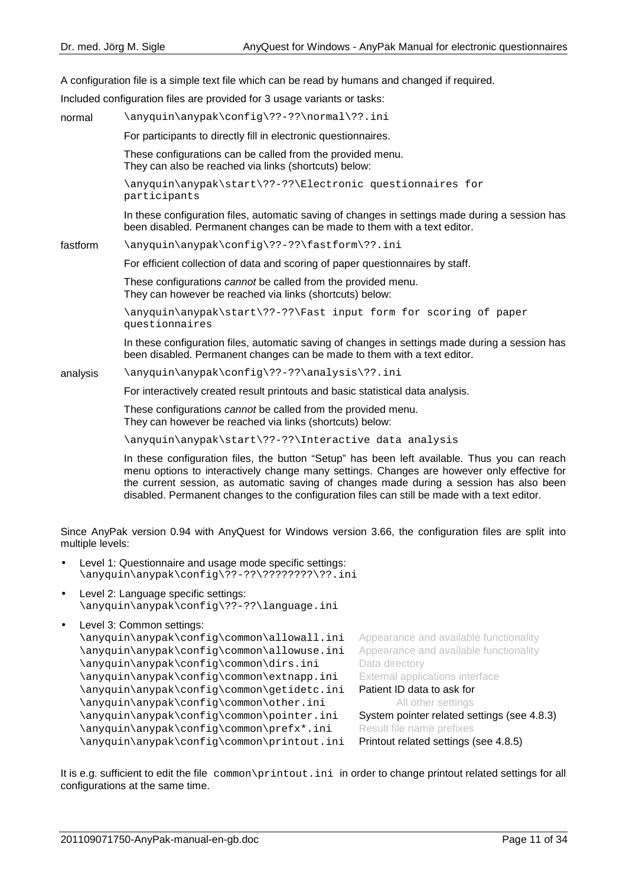A configuration file is a simple text file which can be read by humans and changed if required.

Included configuration files are provided for 3 usage variants or tasks:

**normal** `\anyquin\anypak\config\??-??\normal\??.ini`

For participants to directly fill in electronic questionnaires.

These configurations can be called from the provided menu.
They can also be reached via links (shortcuts) below:

`\anyquin\anypak\start\??-??\Electronic questionnaires for participants`

In these configuration files, automatic saving of changes in settings made during a session has been disabled. Permanent changes can be made to them with a text editor.

**fastform** `\anyquin\anypak\config\??-??\fastform\??.ini`

For efficient collection of data and scoring of paper questionnaires by staff.

These configurations *cannot* be called from the provided menu.
They can however be reached via links (shortcuts) below:

`\anyquin\anypak\start\??-??\Fast input form for scoring of paper questionnaires`

In these configuration files, automatic saving of changes in settings made during a session has been disabled. Permanent changes can be made to them with a text editor.

**analysis** `\anyquin\anypak\config\??-??\analysis\??.ini`

For interactively created result printouts and basic statistical data analysis.

These configurations *cannot* be called from the provided menu.
They can however be reached via links (shortcuts) below:

`\anyquin\anypak\start\??-??\Interactive data analysis`

In these configuration files, the button "Setup" has been left available. Thus you can reach menu options to interactively change many settings. Changes are however only effective for the current session, as automatic saving of changes made during a session has also been disabled. Permanent changes to the configuration files can still be made with a text editor.

Since AnyPak version 0.94 with AnyQuest for Windows version 3.66, the configuration files are split into multiple levels:

- Level 1: Questionnaire and usage mode specific settings:
  `\anyquin\anypak\config\??-??\????????\??.ini`
- Level 2: Language specific settings:
  `\anyquin\anypak\config\??-??\language.ini`
- Level 3: Common settings:

| | |
|---|---|
| `\anyquin\anypak\config\common\allowall.ini` | Appearance and available functionality |
| `\anyquin\anypak\config\common\allowuse.ini` | Appearance and available functionality |
| `\anyquin\anypak\config\common\dirs.ini` | Data directory |
| `\anyquin\anypak\config\common\extnapp.ini` | External applications interface |
| `\anyquin\anypak\config\common\getidetc.ini` | Patient ID data to ask for |
| `\anyquin\anypak\config\common\other.ini` | All other settings |
| `\anyquin\anypak\config\common\pointer.ini` | System pointer related settings (see 4.8.3) |
| `\anyquin\anypak\config\common\prefx*.ini` | Result file name prefixes |
| `\anyquin\anypak\config\common\printout.ini` | Printout related settings (see 4.8.5) |

It is e.g. sufficient to edit the file `common\printout.ini` in order to change printout related settings for all configurations at the same time.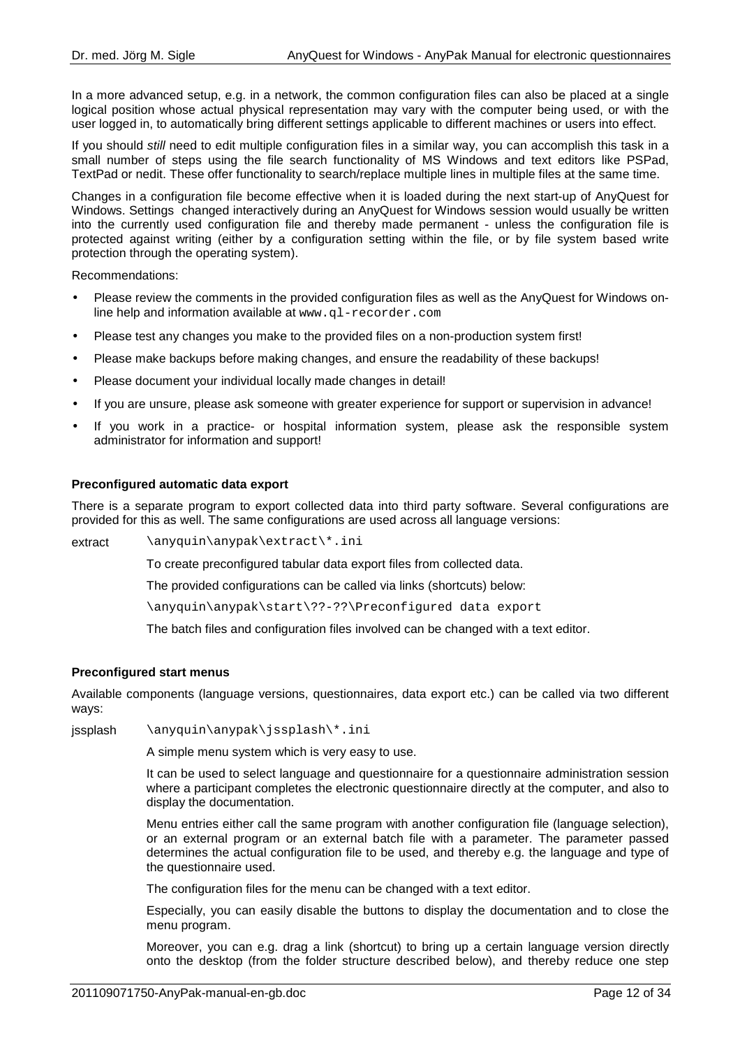In a more advanced setup, e.g. in a network, the common configuration files can also be placed at a single logical position whose actual physical representation may vary with the computer being used, or with the user logged in, to automatically bring different settings applicable to different machines or users into effect.

If you should *still* need to edit multiple configuration files in a similar way, you can accomplish this task in a small number of steps using the file search functionality of MS Windows and text editors like PSPad, TextPad or nedit. These offer functionality to search/replace multiple lines in multiple files at the same time.

Changes in a configuration file become effective when it is loaded during the next start-up of AnyQuest for Windows. Settings changed interactively during an AnyQuest for Windows session would usually be written into the currently used configuration file and thereby made permanent - unless the configuration file is protected against writing (either by a configuration setting within the file, or by file system based write protection through the operating system).

Recommendations:

- Please review the comments in the provided configuration files as well as the AnyQuest for Windows on-line help and information available at `www.ql-recorder.com`
- Please test any changes you make to the provided files on a non-production system first!
- Please make backups before making changes, and ensure the readability of these backups!
- Please document your individual locally made changes in detail!
- If you are unsure, please ask someone with greater experience for support or supervision in advance!
- If you work in a practice- or hospital information system, please ask the responsible system administrator for information and support!

**Preconfigured automatic data export**

There is a separate program to export collected data into third party software. Several configurations are provided for this as well. The same configurations are used across all language versions:

extract `\anyquin\anypak\extract\*.ini`

To create preconfigured tabular data export files from collected data.

The provided configurations can be called via links (shortcuts) below:

`\anyquin\anypak\start\??-??\Preconfigured data export`

The batch files and configuration files involved can be changed with a text editor.

**Preconfigured start menus**

Available components (language versions, questionnaires, data export etc.) can be called via two different ways:

jssplash `\anyquin\anypak\jssplash\*.ini`

A simple menu system which is very easy to use.

It can be used to select language and questionnaire for a questionnaire administration session where a participant completes the electronic questionnaire directly at the computer, and also to display the documentation.

Menu entries either call the same program with another configuration file (language selection), or an external program or an external batch file with a parameter. The parameter passed determines the actual configuration file to be used, and thereby e.g. the language and type of the questionnaire used.

The configuration files for the menu can be changed with a text editor.

Especially, you can easily disable the buttons to display the documentation and to close the menu program.

Moreover, you can e.g. drag a link (shortcut) to bring up a certain language version directly onto the desktop (from the folder structure described below), and thereby reduce one step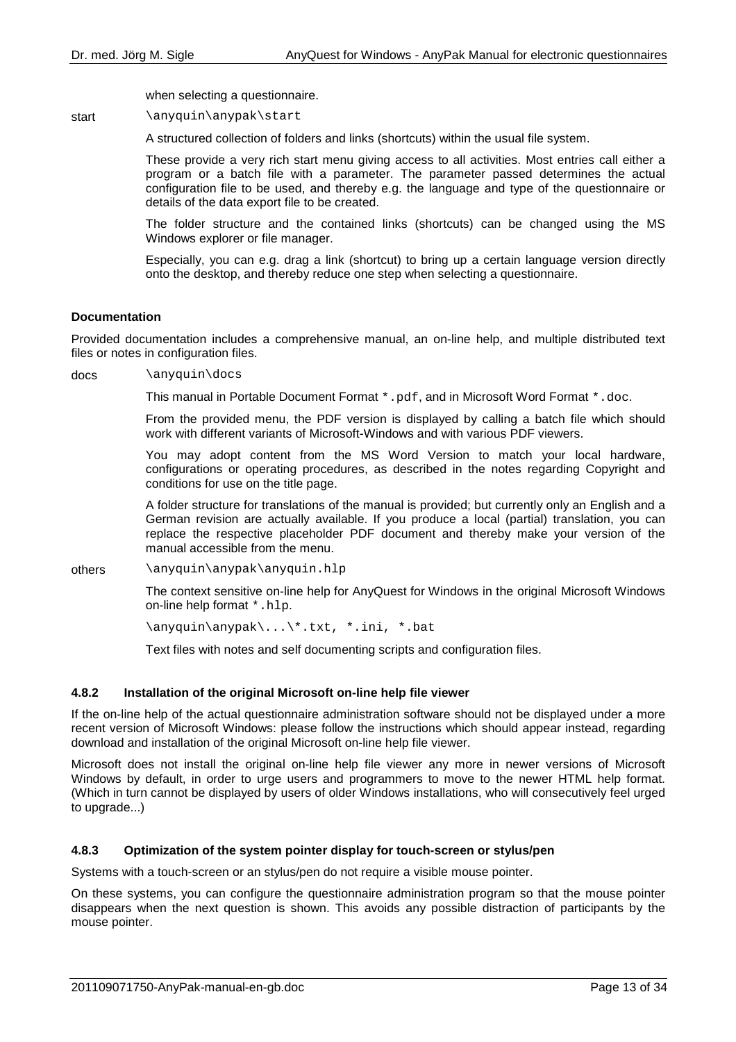when selecting a questionnaire.

start `\anyquin\anypak\start`

A structured collection of folders and links (shortcuts) within the usual file system.

These provide a very rich start menu giving access to all activities. Most entries call either a program or a batch file with a parameter. The parameter passed determines the actual configuration file to be used, and thereby e.g. the language and type of the questionnaire or details of the data export file to be created.

The folder structure and the contained links (shortcuts) can be changed using the MS Windows explorer or file manager.

Especially, you can e.g. drag a link (shortcut) to bring up a certain language version directly onto the desktop, and thereby reduce one step when selecting a questionnaire.

**Documentation**

Provided documentation includes a comprehensive manual, an on-line help, and multiple distributed text files or notes in configuration files.

docs `\anyquin\docs`

This manual in Portable Document Format `*.pdf`, and in Microsoft Word Format `*.doc`.

From the provided menu, the PDF version is displayed by calling a batch file which should work with different variants of Microsoft-Windows and with various PDF viewers.

You may adopt content from the MS Word Version to match your local hardware, configurations or operating procedures, as described in the notes regarding Copyright and conditions for use on the title page.

A folder structure for translations of the manual is provided; but currently only an English and a German revision are actually available. If you produce a local (partial) translation, you can replace the respective placeholder PDF document and thereby make your version of the manual accessible from the menu.

others `\anyquin\anypak\anyquin.hlp`

The context sensitive on-line help for AnyQuest for Windows in the original Microsoft Windows on-line help format `*.hlp`.

`\anyquin\anypak\...\*.txt, *.ini, *.bat`

Text files with notes and self documenting scripts and configuration files.

### 4.8.2 Installation of the original Microsoft on-line help file viewer

If the on-line help of the actual questionnaire administration software should not be displayed under a more recent version of Microsoft Windows: please follow the instructions which should appear instead, regarding download and installation of the original Microsoft on-line help file viewer.

Microsoft does not install the original on-line help file viewer any more in newer versions of Microsoft Windows by default, in order to urge users and programmers to move to the newer HTML help format. (Which in turn cannot be displayed by users of older Windows installations, who will consecutively feel urged to upgrade...)

### 4.8.3 Optimization of the system pointer display for touch-screen or stylus/pen

Systems with a touch-screen or an stylus/pen do not require a visible mouse pointer.

On these systems, you can configure the questionnaire administration program so that the mouse pointer disappears when the next question is shown. This avoids any possible distraction of participants by the mouse pointer.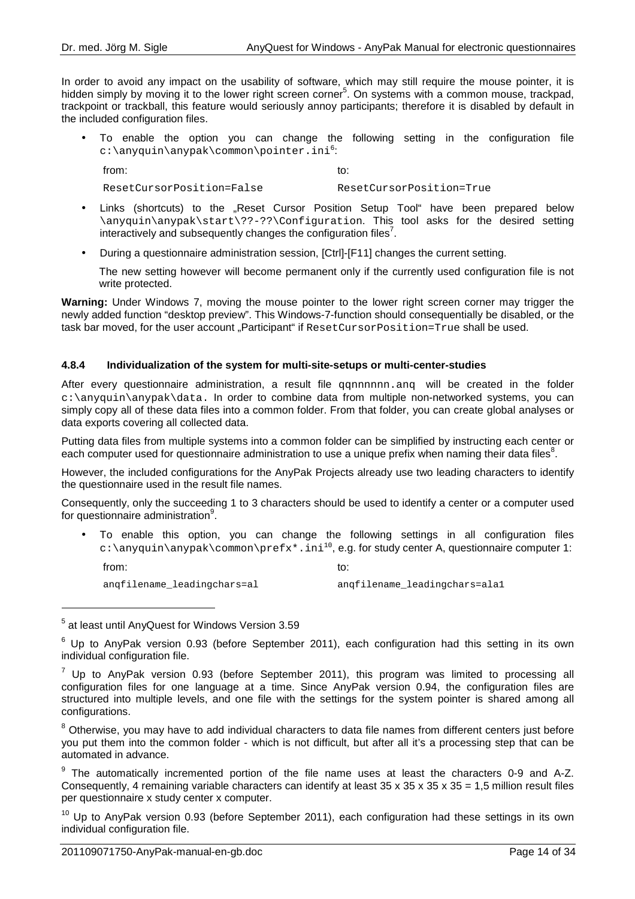In order to avoid any impact on the usability of software, which may still require the mouse pointer, it is hidden simply by moving it to the lower right screen corner[5]. On systems with a common mouse, trackpad, trackpoint or trackball, this feature would seriously annoy participants; therefore it is disabled by default in the included configuration files.

- To enable the option you can change the following setting in the configuration file `c:\anyquin\anypak\common\pointer.ini`[6]:

  | from: | to: |
  |---|---|
  | `ResetCursorPosition=False` | `ResetCursorPosition=True` |

- Links (shortcuts) to the „Reset Cursor Position Setup Tool" have been prepared below `\anyquin\anypak\start\??-??\Configuration`. This tool asks for the desired setting interactively and subsequently changes the configuration files[7].

- During a questionnaire administration session, [Ctrl]-[F11] changes the current setting.

  The new setting however will become permanent only if the currently used configuration file is not write protected.

**Warning:** Under Windows 7, moving the mouse pointer to the lower right screen corner may trigger the newly added function "desktop preview". This Windows-7-function should consequentially be disabled, or the task bar moved, for the user account „Participant" if `ResetCursorPosition=True` shall be used.

#### 4.8.4 Individualization of the system for multi-site-setups or multi-center-studies

After every questionnaire administration, a result file `qqnnnnnn.anq` will be created in the folder `c:\anyquin\anypak\data`. In order to combine data from multiple non-networked systems, you can simply copy all of these data files into a common folder. From that folder, you can create global analyses or data exports covering all collected data.

Putting data files from multiple systems into a common folder can be simplified by instructing each center or each computer used for questionnaire administration to use a unique prefix when naming their data files[8].

However, the included configurations for the AnyPak Projects already use two leading characters to identify the questionnaire used in the result file names.

Consequently, only the succeeding 1 to 3 characters should be used to identify a center or a computer used for questionnaire administration[9].

- To enable this option, you can change the following settings in all configuration files `c:\anyquin\anypak\common\prefx*.ini`[10], e.g. for study center A, questionnaire computer 1:

  | from: | to: |
  |---|---|
  | `anqfilename_leadingchars=al` | `anqfilename_leadingchars=ala1` |

---

[5] at least until AnyQuest for Windows Version 3.59

[6] Up to AnyPak version 0.93 (before September 2011), each configuration had this setting in its own individual configuration file.

[7] Up to AnyPak version 0.93 (before September 2011), this program was limited to processing all configuration files for one language at a time. Since AnyPak version 0.94, the configuration files are structured into multiple levels, and one file with the settings for the system pointer is shared among all configurations.

[8] Otherwise, you may have to add individual characters to data file names from different centers just before you put them into the common folder - which is not difficult, but after all it's a processing step that can be automated in advance.

[9] The automatically incremented portion of the file name uses at least the characters 0-9 and A-Z. Consequently, 4 remaining variable characters can identify at least 35 x 35 x 35 x 35 = 1,5 million result files per questionnaire x study center x computer.

[10] Up to AnyPak version 0.93 (before September 2011), each configuration had these settings in its own individual configuration file.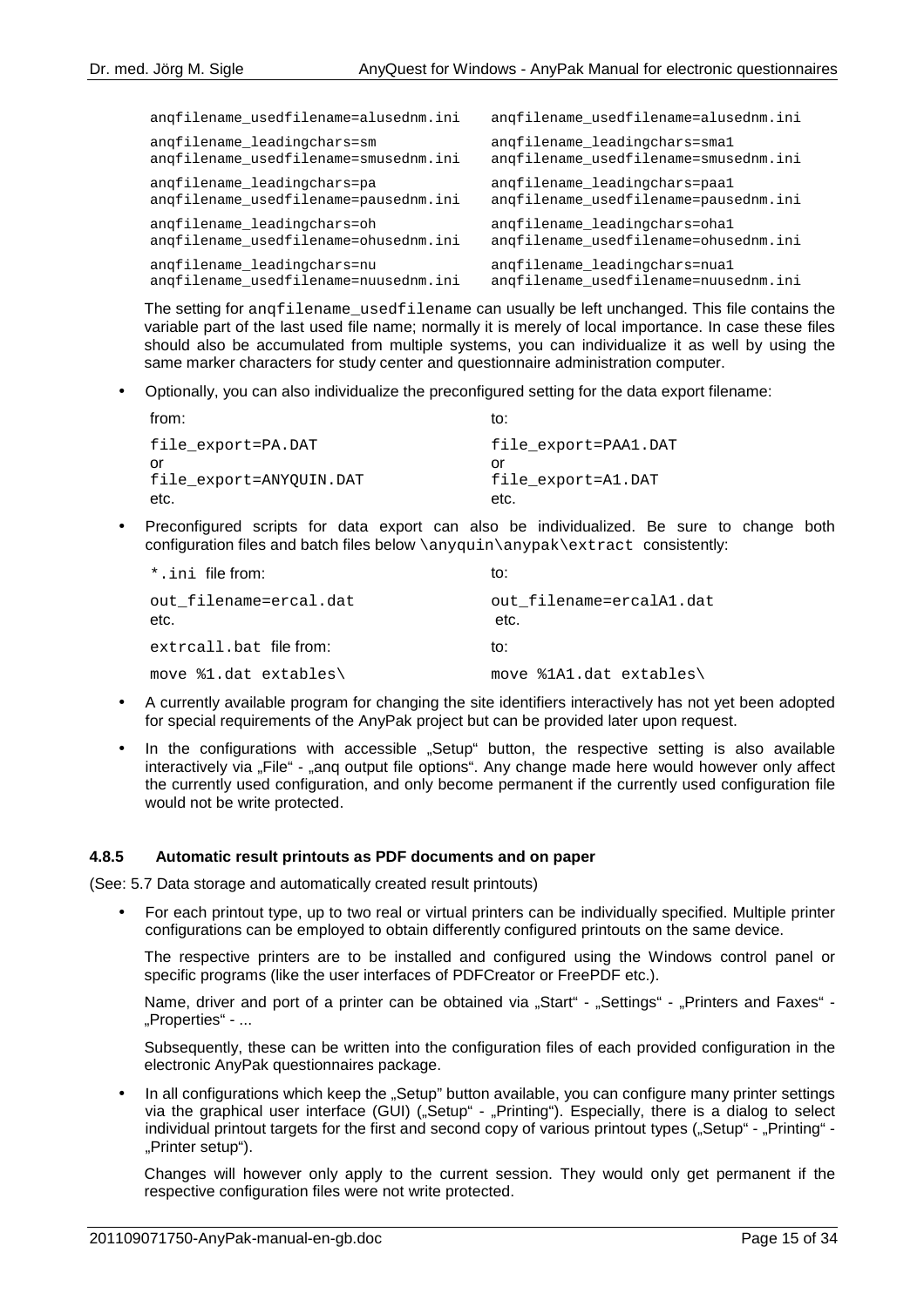| | |
|---|---|
| `anqfilename_usedfilename=alusednm.ini` | `anqfilename_usedfilename=alusednm.ini` |
| `anqfilename_leadingchars=sm`<br>`anqfilename_usedfilename=smusednm.ini` | `anqfilename_leadingchars=sma1`<br>`anqfilename_usedfilename=smusednm.ini` |
| `anqfilename_leadingchars=pa`<br>`anqfilename_usedfilename=pausednm.ini` | `anqfilename_leadingchars=paa1`<br>`anqfilename_usedfilename=pausednm.ini` |
| `anqfilename_leadingchars=oh`<br>`anqfilename_usedfilename=ohusednm.ini` | `anqfilename_leadingchars=oha1`<br>`anqfilename_usedfilename=ohusednm.ini` |
| `anqfilename_leadingchars=nu`<br>`anqfilename_usedfilename=nuusednm.ini` | `anqfilename_leadingchars=nua1`<br>`anqfilename_usedfilename=nuusednm.ini` |

The setting for `anqfilename_usedfilename` can usually be left unchanged. This file contains the variable part of the last used file name; normally it is merely of local importance. In case these files should also be accumulated from multiple systems, you can individualize it as well by using the same marker characters for study center and questionnaire administration computer.

- Optionally, you can also individualize the preconfigured setting for the data export filename:

| from: | to: |
|---|---|
| `file_export=PA.DAT`<br>or<br>`file_export=ANYQUIN.DAT`<br>etc. | `file_export=PAA1.DAT`<br>or<br>`file_export=A1.DAT`<br>etc. |

- Preconfigured scripts for data export can also be individualized. Be sure to change both configuration files and batch files below `\anyquin\anypak\extract` consistently:

| `*.ini` file from: | to: |
|---|---|
| `out_filename=ercal.dat`<br>etc. | `out_filename=ercalA1.dat`<br>etc. |
| `extrcall.bat` file from: | to: |
| `move %1.dat extables\` | `move %1A1.dat extables\` |

- A currently available program for changing the site identifiers interactively has not yet been adopted for special requirements of the AnyPak project but can be provided later upon request.
- In the configurations with accessible „Setup" button, the respective setting is also available interactively via „File" - „anq output file options". Any change made here would however only affect the currently used configuration, and only become permanent if the currently used configuration file would not be write protected.

#### 4.8.5 Automatic result printouts as PDF documents and on paper

(See: 5.7 Data storage and automatically created result printouts)

- For each printout type, up to two real or virtual printers can be individually specified. Multiple printer configurations can be employed to obtain differently configured printouts on the same device.

  The respective printers are to be installed and configured using the Windows control panel or specific programs (like the user interfaces of PDFCreator or FreePDF etc.).

  Name, driver and port of a printer can be obtained via „Start" - „Settings" - „Printers and Faxes" - „Properties" - ...

  Subsequently, these can be written into the configuration files of each provided configuration in the electronic AnyPak questionnaires package.

- In all configurations which keep the „Setup" button available, you can configure many printer settings via the graphical user interface (GUI) („Setup" - „Printing"). Especially, there is a dialog to select individual printout targets for the first and second copy of various printout types („Setup" - „Printing" - „Printer setup").

  Changes will however only apply to the current session. They would only get permanent if the respective configuration files were not write protected.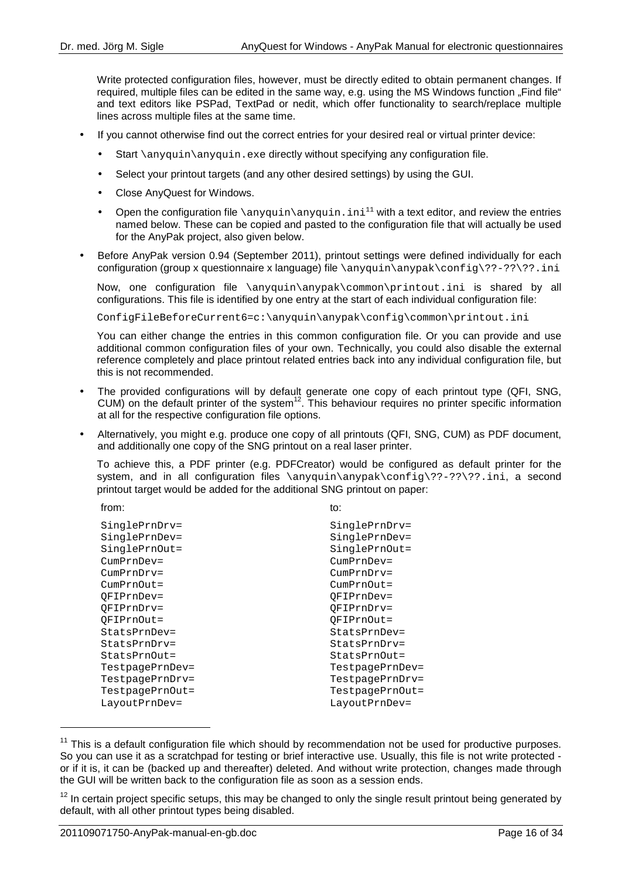Write protected configuration files, however, must be directly edited to obtain permanent changes. If required, multiple files can be edited in the same way, e.g. using the MS Windows function „Find file" and text editors like PSPad, TextPad or nedit, which offer functionality to search/replace multiple lines across multiple files at the same time.

- If you cannot otherwise find out the correct entries for your desired real or virtual printer device:
  - Start `\anyquin\anyquin.exe` directly without specifying any configuration file.
  - Select your printout targets (and any other desired settings) by using the GUI.
  - Close AnyQuest for Windows.
  - Open the configuration file `\anyquin\anyquin.ini`[11] with a text editor, and review the entries named below. These can be copied and pasted to the configuration file that will actually be used for the AnyPak project, also given below.
- Before AnyPak version 0.94 (September 2011), printout settings were defined individually for each configuration (group x questionnaire x language) file `\anyquin\anypak\config\??-??\??.ini`

  Now, one configuration file `\anyquin\anypak\common\printout.ini` is shared by all configurations. This file is identified by one entry at the start of each individual configuration file:

  `ConfigFileBeforeCurrent6=c:\anyquin\anypak\config\common\printout.ini`

  You can either change the entries in this common configuration file. Or you can provide and use additional common configuration files of your own. Technically, you could also disable the external reference completely and place printout related entries back into any individual configuration file, but this is not recommended.
- The provided configurations will by default generate one copy of each printout type (QFI, SNG, CUM) on the default printer of the system[12]. This behaviour requires no printer specific information at all for the respective configuration file options.
- Alternatively, you might e.g. produce one copy of all printouts (QFI, SNG, CUM) as PDF document, and additionally one copy of the SNG printout on a real laser printer.

  To achieve this, a PDF printer (e.g. PDFCreator) would be configured as default printer for the system, and in all configuration files `\anyquin\anypak\config\??-??\??.ini`, a second printout target would be added for the additional SNG printout on paper:

| from: | to: |
|---|---|
| SinglePrnDrv= | SinglePrnDrv= |
| SinglePrnDev= | SinglePrnDev= |
| SinglePrnOut= | SinglePrnOut= |
| CumPrnDev= | CumPrnDev= |
| CumPrnDrv= | CumPrnDrv= |
| CumPrnOut= | CumPrnOut= |
| QFIPrnDev= | QFIPrnDev= |
| QFIPrnDrv= | QFIPrnDrv= |
| QFIPrnOut= | QFIPrnOut= |
| StatsPrnDev= | StatsPrnDev= |
| StatsPrnDrv= | StatsPrnDrv= |
| StatsPrnOut= | StatsPrnOut= |
| TestpagePrnDev= | TestpagePrnDev= |
| TestpagePrnDrv= | TestpagePrnDrv= |
| TestpagePrnOut= | TestpagePrnOut= |
| LayoutPrnDev= | LayoutPrnDev= |

[11] This is a default configuration file which should by recommendation not be used for productive purposes. So you can use it as a scratchpad for testing or brief interactive use. Usually, this file is not write protected - or if it is, it can be (backed up and thereafter) deleted. And without write protection, changes made through the GUI will be written back to the configuration file as soon as a session ends.

[12] In certain project specific setups, this may be changed to only the single result printout being generated by default, with all other printout types being disabled.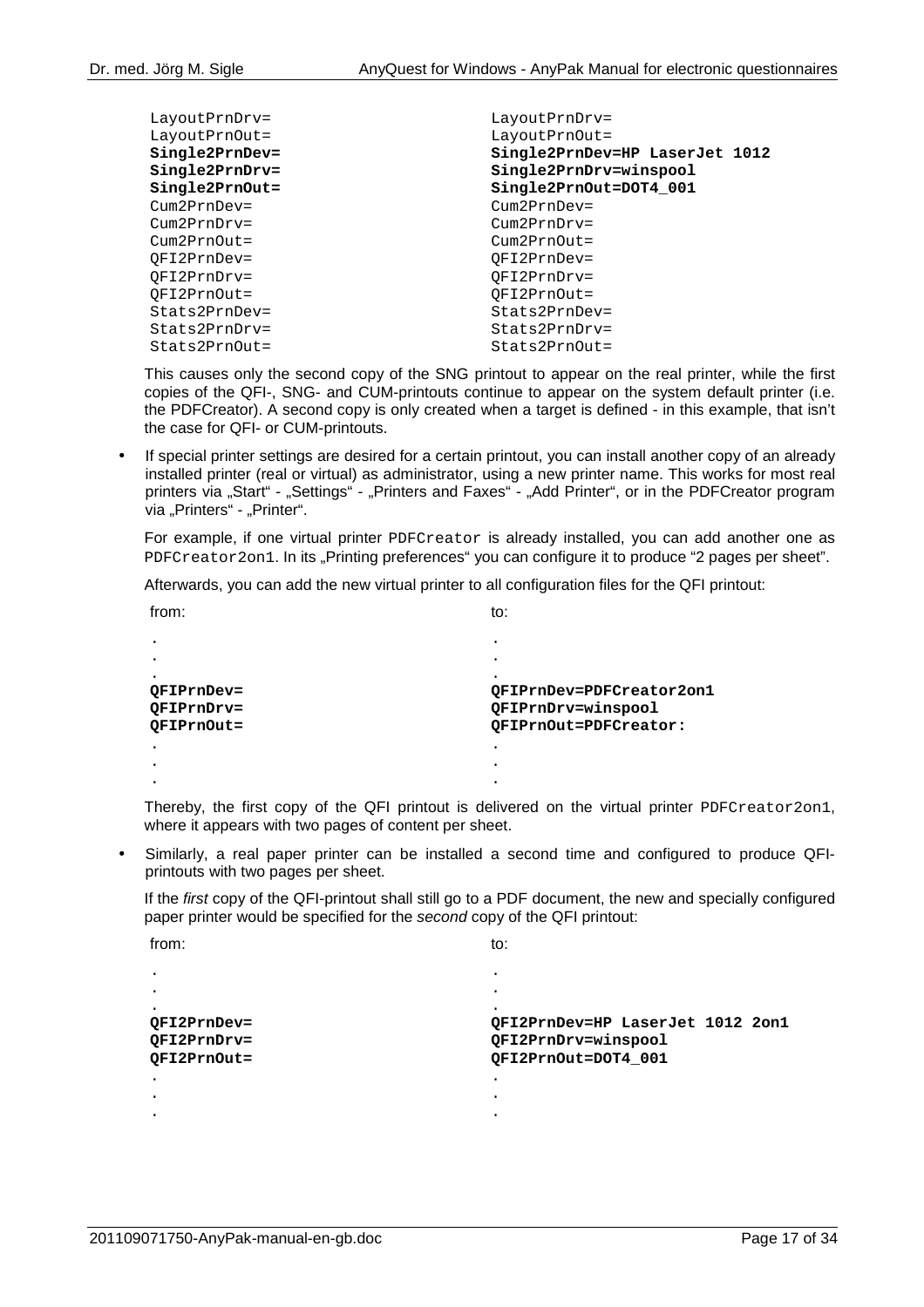| | |
|---|---|
| `LayoutPrnDrv=` | `LayoutPrnDrv=` |
| `LayoutPrnOut=` | `LayoutPrnOut=` |
| **`Single2PrnDev=`** | **`Single2PrnDev=HP LaserJet 1012`** |
| **`Single2PrnDrv=`** | **`Single2PrnDrv=winspool`** |
| **`Single2PrnOut=`** | **`Single2PrnOut=DOT4_001`** |
| `Cum2PrnDev=` | `Cum2PrnDev=` |
| `Cum2PrnDrv=` | `Cum2PrnDrv=` |
| `Cum2PrnOut=` | `Cum2PrnOut=` |
| `QFI2PrnDev=` | `QFI2PrnDev=` |
| `QFI2PrnDrv=` | `QFI2PrnDrv=` |
| `QFI2PrnOut=` | `QFI2PrnOut=` |
| `Stats2PrnDev=` | `Stats2PrnDev=` |
| `Stats2PrnDrv=` | `Stats2PrnDrv=` |
| `Stats2PrnOut=` | `Stats2PrnOut=` |

This causes only the second copy of the SNG printout to appear on the real printer, while the first copies of the QFI-, SNG- and CUM-printouts continue to appear on the system default printer (i.e. the PDFCreator). A second copy is only created when a target is defined - in this example, that isn't the case for QFI- or CUM-printouts.

- If special printer settings are desired for a certain printout, you can install another copy of an already installed printer (real or virtual) as administrator, using a new printer name. This works for most real printers via „Start" - „Settings" - „Printers and Faxes" - „Add Printer", or in the PDFCreator program via „Printers" - „Printer".

  For example, if one virtual printer `PDFCreator` is already installed, you can add another one as `PDFCreator2on1`. In its „Printing preferences" you can configure it to produce "2 pages per sheet".

  Afterwards, you can add the new virtual printer to all configuration files for the QFI printout:

| from: | to: |
|---|---|
| . | . |
| . | . |
| . | . |
| **`QFIPrnDev=`** | **`QFIPrnDev=PDFCreator2on1`** |
| **`QFIPrnDrv=`** | **`QFIPrnDrv=winspool`** |
| **`QFIPrnOut=`** | **`QFIPrnOut=PDFCreator:`** |
| . | . |
| . | . |
| . | . |

  Thereby, the first copy of the QFI printout is delivered on the virtual printer `PDFCreator2on1`, where it appears with two pages of content per sheet.

- Similarly, a real paper printer can be installed a second time and configured to produce QFI-printouts with two pages per sheet.

  If the *first* copy of the QFI-printout shall still go to a PDF document, the new and specially configured paper printer would be specified for the *second* copy of the QFI printout:

| from: | to: |
|---|---|
| . | . |
| . | . |
| . | . |
| **`QFI2PrnDev=`** | **`QFI2PrnDev=HP LaserJet 1012 2on1`** |
| **`QFI2PrnDrv=`** | **`QFI2PrnDrv=winspool`** |
| **`QFI2PrnOut=`** | **`QFI2PrnOut=DOT4_001`** |
| . | . |
| . | . |
| . | . |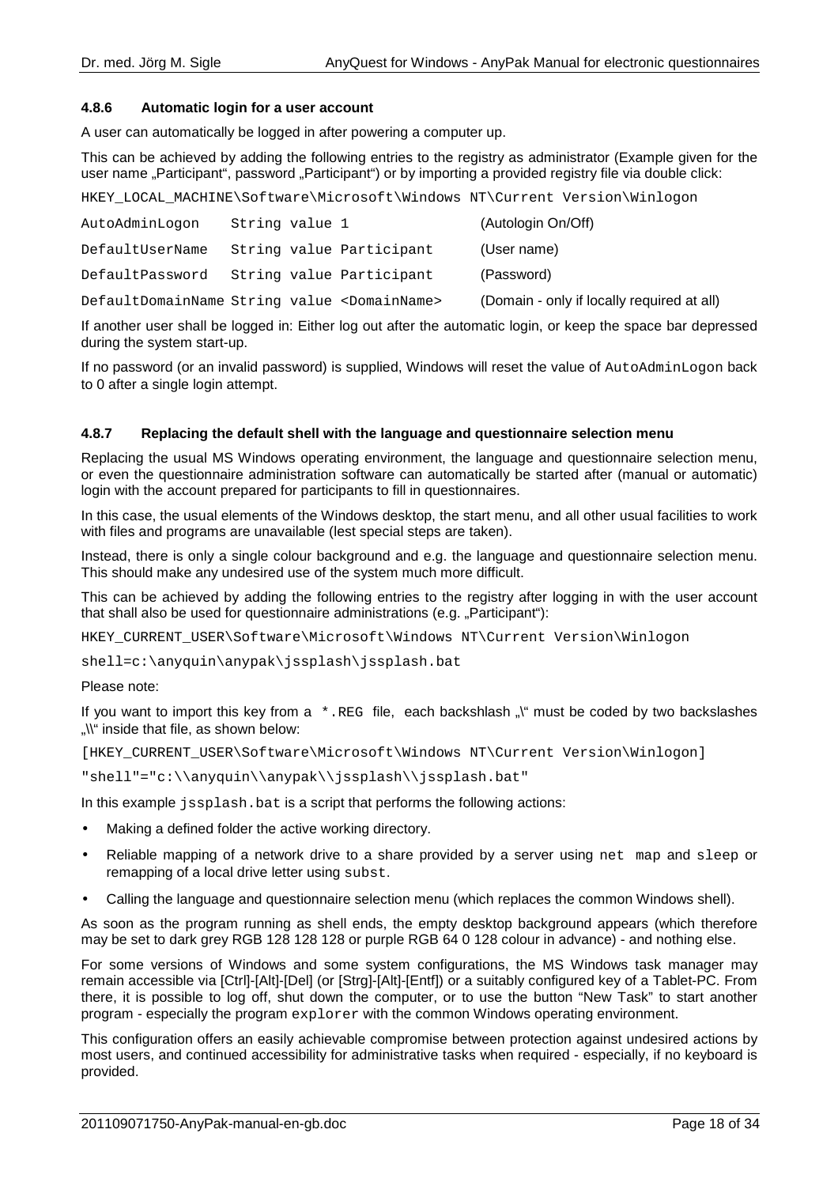#### 4.8.6 Automatic login for a user account

A user can automatically be logged in after powering a computer up.

This can be achieved by adding the following entries to the registry as administrator (Example given for the user name „Participant", password „Participant") or by importing a provided registry file via double click:

```
HKEY_LOCAL_MACHINE\Software\Microsoft\Windows NT\Current Version\Winlogon
```

| | | |
|---|---|---|
| `AutoAdminLogon` | `String value 1` | (Autologin On/Off) |
| `DefaultUserName` | `String value Participant` | (User name) |
| `DefaultPassword` | `String value Participant` | (Password) |
| `DefaultDomainName` | `String value <DomainName>` | (Domain - only if locally required at all) |

If another user shall be logged in: Either log out after the automatic login, or keep the space bar depressed during the system start-up.

If no password (or an invalid password) is supplied, Windows will reset the value of `AutoAdminLogon` back to 0 after a single login attempt.

#### 4.8.7 Replacing the default shell with the language and questionnaire selection menu

Replacing the usual MS Windows operating environment, the language and questionnaire selection menu, or even the questionnaire administration software can automatically be started after (manual or automatic) login with the account prepared for participants to fill in questionnaires.

In this case, the usual elements of the Windows desktop, the start menu, and all other usual facilities to work with files and programs are unavailable (lest special steps are taken).

Instead, there is only a single colour background and e.g. the language and questionnaire selection menu. This should make any undesired use of the system much more difficult.

This can be achieved by adding the following entries to the registry after logging in with the user account that shall also be used for questionnaire administrations (e.g. „Participant"):

```
HKEY_CURRENT_USER\Software\Microsoft\Windows NT\Current Version\Winlogon
shell=c:\anyquin\anypak\jssplash\jssplash.bat
```

Please note:

If you want to import this key from a `*.REG` file, each backshlash „\" must be coded by two backslashes „\\" inside that file, as shown below:

```
[HKEY_CURRENT_USER\Software\Microsoft\Windows NT\Current Version\Winlogon]
"shell"="c:\\anyquin\\anypak\\jssplash\\jssplash.bat"
```

In this example `jssplash.bat` is a script that performs the following actions:

- Making a defined folder the active working directory.
- Reliable mapping of a network drive to a share provided by a server using `net map` and `sleep` or remapping of a local drive letter using `subst`.
- Calling the language and questionnaire selection menu (which replaces the common Windows shell).

As soon as the program running as shell ends, the empty desktop background appears (which therefore may be set to dark grey RGB 128 128 128 or purple RGB 64 0 128 colour in advance) - and nothing else.

For some versions of Windows and some system configurations, the MS Windows task manager may remain accessible via [Ctrl]-[Alt]-[Del] (or [Strg]-[Alt]-[Entf]) or a suitably configured key of a Tablet-PC. From there, it is possible to log off, shut down the computer, or to use the button "New Task" to start another program - especially the program `explorer` with the common Windows operating environment.

This configuration offers an easily achievable compromise between protection against undesired actions by most users, and continued accessibility for administrative tasks when required - especially, if no keyboard is provided.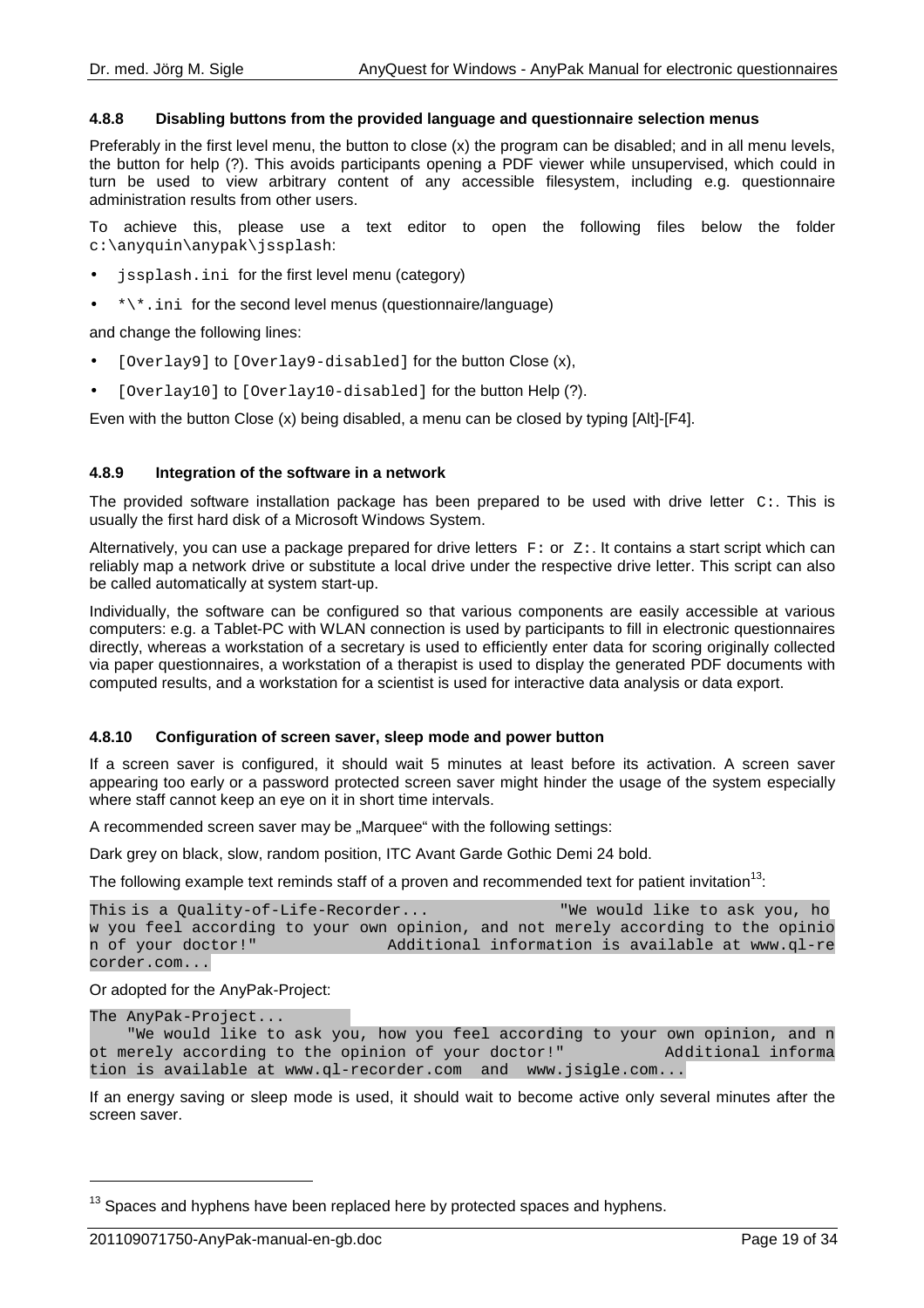### 4.8.8 Disabling buttons from the provided language and questionnaire selection menus

Preferably in the first level menu, the button to close (x) the program can be disabled; and in all menu levels, the button for help (?). This avoids participants opening a PDF viewer while unsupervised, which could in turn be used to view arbitrary content of any accessible filesystem, including e.g. questionnaire administration results from other users.

To achieve this, please use a text editor to open the following files below the folder `c:\anyquin\anypak\jssplash`:

- `jssplash.ini` for the first level menu (category)
- `*\*.ini` for the second level menus (questionnaire/language)

and change the following lines:

- `[Overlay9]` to `[Overlay9-disabled]` for the button Close (x),
- `[Overlay10]` to `[Overlay10-disabled]` for the button Help (?).

Even with the button Close (x) being disabled, a menu can be closed by typing [Alt]-[F4].

### 4.8.9 Integration of the software in a network

The provided software installation package has been prepared to be used with drive letter `C:`. This is usually the first hard disk of a Microsoft Windows System.

Alternatively, you can use a package prepared for drive letters `F:` or `Z:`. It contains a start script which can reliably map a network drive or substitute a local drive under the respective drive letter. This script can also be called automatically at system start-up.

Individually, the software can be configured so that various components are easily accessible at various computers: e.g. a Tablet-PC with WLAN connection is used by participants to fill in electronic questionnaires directly, whereas a workstation of a secretary is used to efficiently enter data for scoring originally collected via paper questionnaires, a workstation of a therapist is used to display the generated PDF documents with computed results, and a workstation for a scientist is used for interactive data analysis or data export.

### 4.8.10 Configuration of screen saver, sleep mode and power button

If a screen saver is configured, it should wait 5 minutes at least before its activation. A screen saver appearing too early or a password protected screen saver might hinder the usage of the system especially where staff cannot keep an eye on it in short time intervals.

A recommended screen saver may be „Marquee“ with the following settings:

Dark grey on black, slow, random position, ITC Avant Garde Gothic Demi 24 bold.

The following example text reminds staff of a proven and recommended text for patient invitation[13]:

```
This is a Quality-of-Life-Recorder...              "We would like to ask you, ho
w you feel according to your own opinion, and not merely according to the opinio
n of your doctor!"             Additional information is available at www.ql-re
corder.com...
```

Or adopted for the AnyPak-Project:

```
The AnyPak-Project...
    "We would like to ask you, how you feel according to your own opinion, and n
ot merely according to the opinion of your doctor!"          Additional informa
tion is available at www.ql-recorder.com  and  www.jsigle.com...
```

If an energy saving or sleep mode is used, it should wait to become active only several minutes after the screen saver.

---

[13] Spaces and hyphens have been replaced here by protected spaces and hyphens.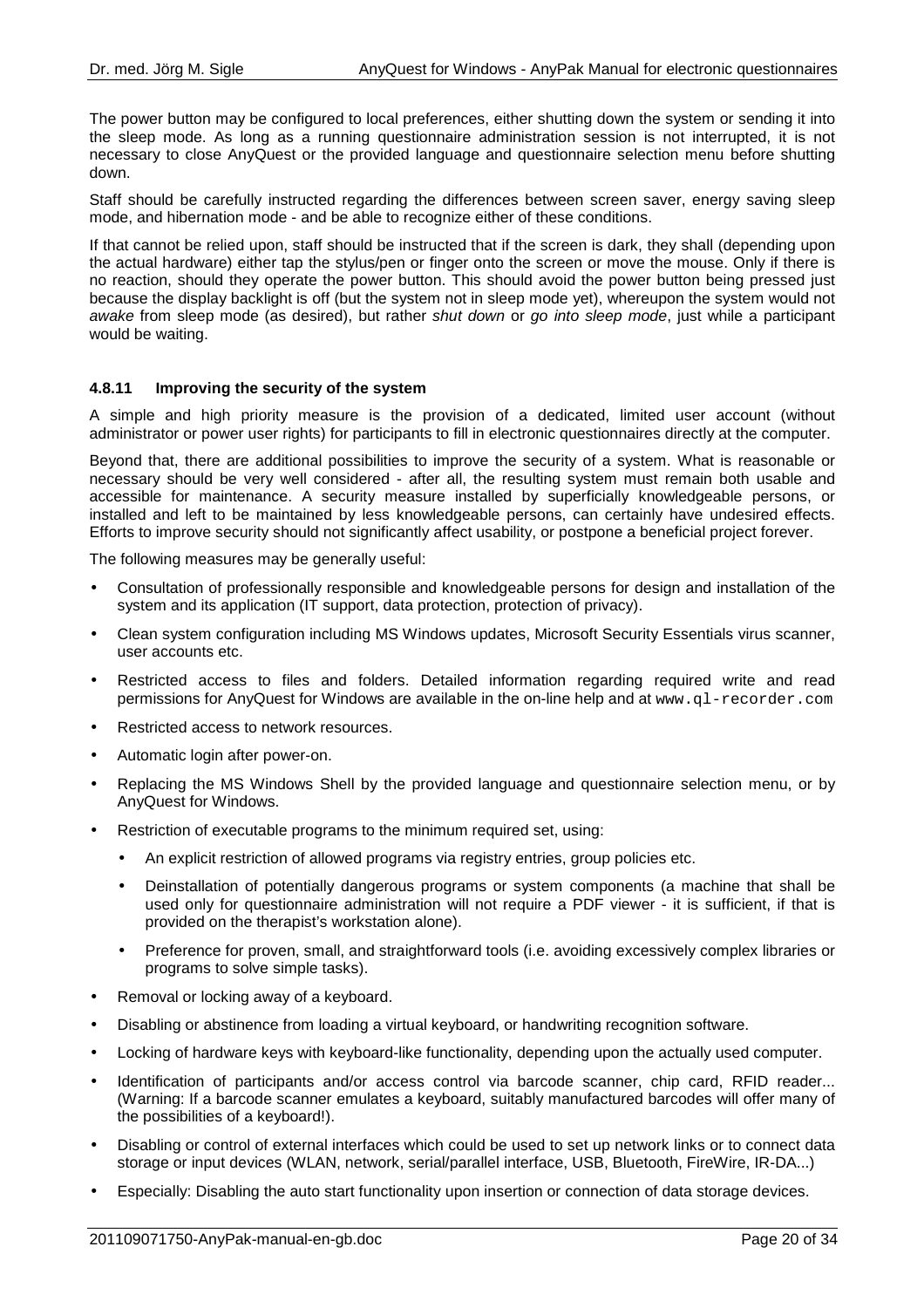The power button may be configured to local preferences, either shutting down the system or sending it into the sleep mode. As long as a running questionnaire administration session is not interrupted, it is not necessary to close AnyQuest or the provided language and questionnaire selection menu before shutting down.

Staff should be carefully instructed regarding the differences between screen saver, energy saving sleep mode, and hibernation mode - and be able to recognize either of these conditions.

If that cannot be relied upon, staff should be instructed that if the screen is dark, they shall (depending upon the actual hardware) either tap the stylus/pen or finger onto the screen or move the mouse. Only if there is no reaction, should they operate the power button. This should avoid the power button being pressed just because the display backlight is off (but the system not in sleep mode yet), whereupon the system would not *awake* from sleep mode (as desired), but rather *shut down* or *go into sleep mode*, just while a participant would be waiting.

#### 4.8.11 Improving the security of the system

A simple and high priority measure is the provision of a dedicated, limited user account (without administrator or power user rights) for participants to fill in electronic questionnaires directly at the computer.

Beyond that, there are additional possibilities to improve the security of a system. What is reasonable or necessary should be very well considered - after all, the resulting system must remain both usable and accessible for maintenance. A security measure installed by superficially knowledgeable persons, or installed and left to be maintained by less knowledgeable persons, can certainly have undesired effects. Efforts to improve security should not significantly affect usability, or postpone a beneficial project forever.

The following measures may be generally useful:

- Consultation of professionally responsible and knowledgeable persons for design and installation of the system and its application (IT support, data protection, protection of privacy).
- Clean system configuration including MS Windows updates, Microsoft Security Essentials virus scanner, user accounts etc.
- Restricted access to files and folders. Detailed information regarding required write and read permissions for AnyQuest for Windows are available in the on-line help and at `www.ql-recorder.com`
- Restricted access to network resources.
- Automatic login after power-on.
- Replacing the MS Windows Shell by the provided language and questionnaire selection menu, or by AnyQuest for Windows.
- Restriction of executable programs to the minimum required set, using:
  - An explicit restriction of allowed programs via registry entries, group policies etc.
  - Deinstallation of potentially dangerous programs or system components (a machine that shall be used only for questionnaire administration will not require a PDF viewer - it is sufficient, if that is provided on the therapist's workstation alone).
  - Preference for proven, small, and straightforward tools (i.e. avoiding excessively complex libraries or programs to solve simple tasks).
- Removal or locking away of a keyboard.
- Disabling or abstinence from loading a virtual keyboard, or handwriting recognition software.
- Locking of hardware keys with keyboard-like functionality, depending upon the actually used computer.
- Identification of participants and/or access control via barcode scanner, chip card, RFID reader... (Warning: If a barcode scanner emulates a keyboard, suitably manufactured barcodes will offer many of the possibilities of a keyboard!).
- Disabling or control of external interfaces which could be used to set up network links or to connect data storage or input devices (WLAN, network, serial/parallel interface, USB, Bluetooth, FireWire, IR-DA...)
- Especially: Disabling the auto start functionality upon insertion or connection of data storage devices.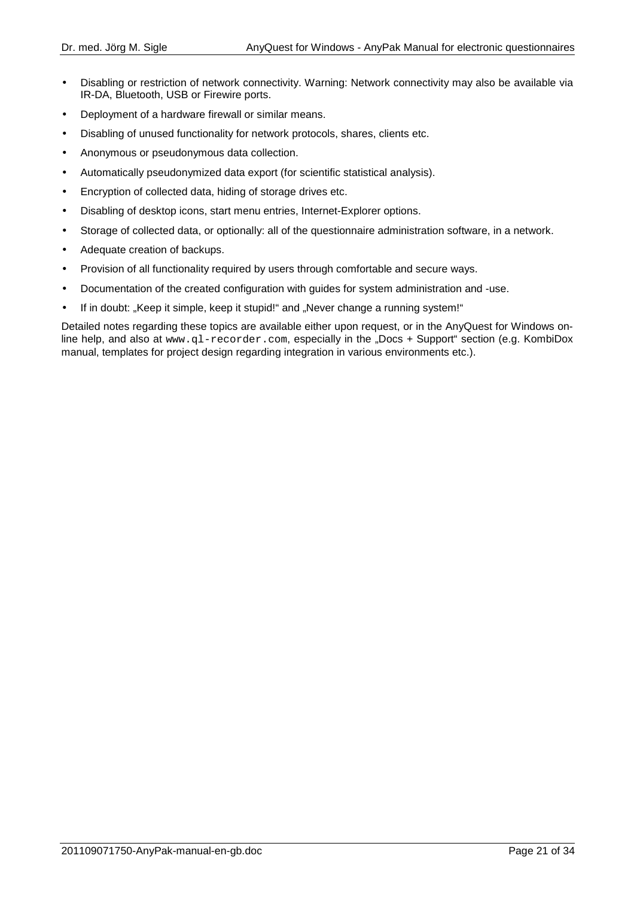- Disabling or restriction of network connectivity. Warning: Network connectivity may also be available via IR-DA, Bluetooth, USB or Firewire ports.
- Deployment of a hardware firewall or similar means.
- Disabling of unused functionality for network protocols, shares, clients etc.
- Anonymous or pseudonymous data collection.
- Automatically pseudonymized data export (for scientific statistical analysis).
- Encryption of collected data, hiding of storage drives etc.
- Disabling of desktop icons, start menu entries, Internet-Explorer options.
- Storage of collected data, or optionally: all of the questionnaire administration software, in a network.
- Adequate creation of backups.
- Provision of all functionality required by users through comfortable and secure ways.
- Documentation of the created configuration with guides for system administration and -use.
- If in doubt: „Keep it simple, keep it stupid!“ and „Never change a running system!“

Detailed notes regarding these topics are available either upon request, or in the AnyQuest for Windows on-line help, and also at `www.ql-recorder.com`, especially in the „Docs + Support“ section (e.g. KombiDox manual, templates for project design regarding integration in various environments etc.).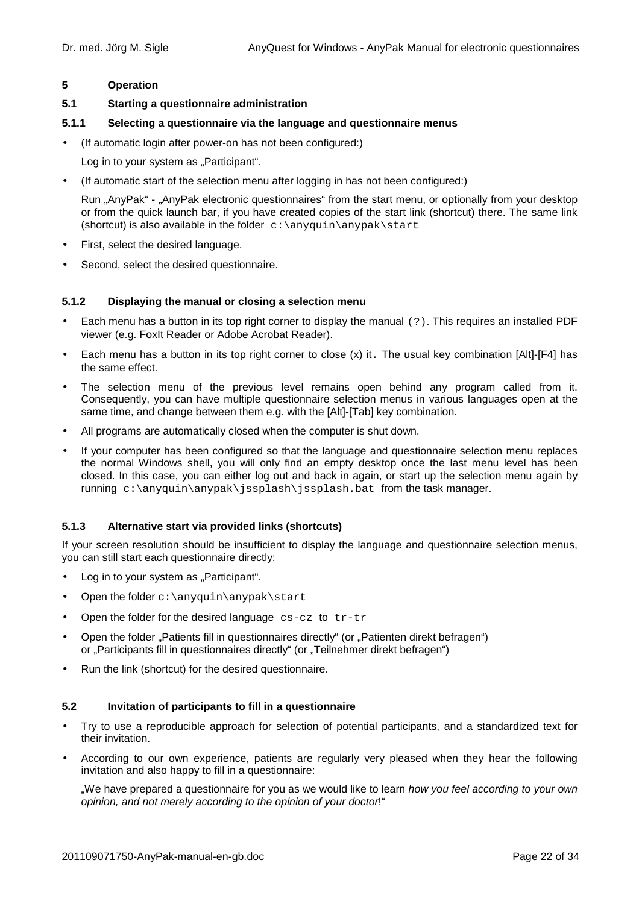# 5 Operation

## 5.1 Starting a questionnaire administration

### 5.1.1 Selecting a questionnaire via the language and questionnaire menus

- (If automatic login after power-on has not been configured:)

  Log in to your system as „Participant".
- (If automatic start of the selection menu after logging in has not been configured:)

  Run „AnyPak" - „AnyPak electronic questionnaires" from the start menu, or optionally from your desktop or from the quick launch bar, if you have created copies of the start link (shortcut) there. The same link (shortcut) is also available in the folder `c:\anyquin\anypak\start`
- First, select the desired language.
- Second, select the desired questionnaire.

### 5.1.2 Displaying the manual or closing a selection menu

- Each menu has a button in its top right corner to display the manual `(?)`. This requires an installed PDF viewer (e.g. FoxIt Reader or Adobe Acrobat Reader).
- Each menu has a button in its top right corner to close (x) it. The usual key combination [Alt]-[F4] has the same effect.
- The selection menu of the previous level remains open behind any program called from it. Consequently, you can have multiple questionnaire selection menus in various languages open at the same time, and change between them e.g. with the [Alt]-[Tab] key combination.
- All programs are automatically closed when the computer is shut down.
- If your computer has been configured so that the language and questionnaire selection menu replaces the normal Windows shell, you will only find an empty desktop once the last menu level has been closed. In this case, you can either log out and back in again, or start up the selection menu again by running `c:\anyquin\anypak\jssplash\jssplash.bat` from the task manager.

### 5.1.3 Alternative start via provided links (shortcuts)

If your screen resolution should be insufficient to display the language and questionnaire selection menus, you can still start each questionnaire directly:

- Log in to your system as „Participant".
- Open the folder `c:\anyquin\anypak\start`
- Open the folder for the desired language `cs-cz` to `tr-tr`
- Open the folder „Patients fill in questionnaires directly" („Patienten direkt befragen")
  or „Participants fill in questionnaires directly" („Teilnehmer direkt befragen")
- Run the link (shortcut) for the desired questionnaire.

## 5.2 Invitation of participants to fill in a questionnaire

- Try to use a reproducible approach for selection of potential participants, and a standardized text for their invitation.
- According to our own experience, patients are regularly very pleased when they hear the following invitation and also happy to fill in a questionnaire:

  „We have prepared a questionnaire for you as we would like to learn *how you feel according to your own opinion, and not merely according to the opinion of your doctor*!"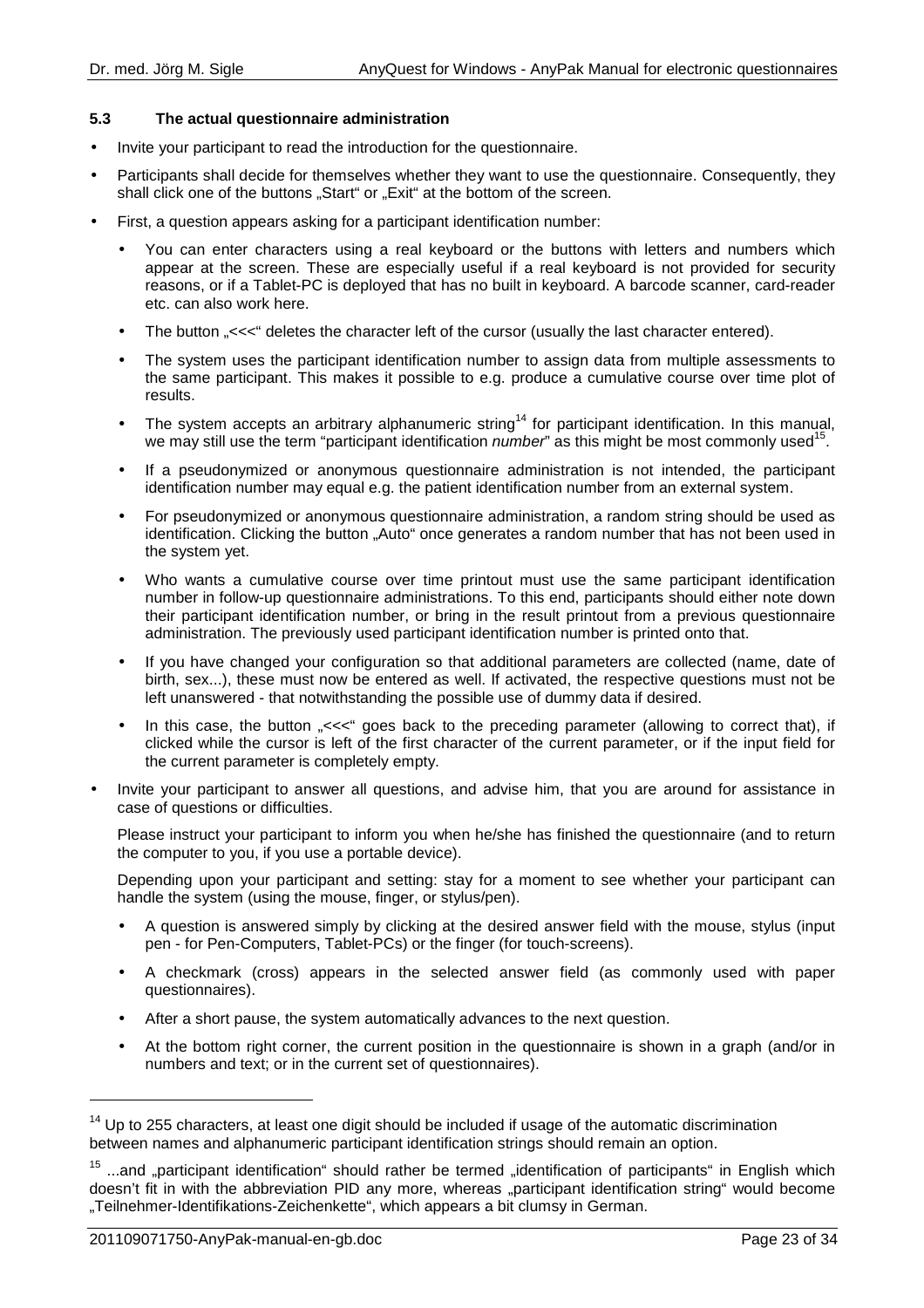### 5.3 The actual questionnaire administration

- Invite your participant to read the introduction for the questionnaire.
- Participants shall decide for themselves whether they want to use the questionnaire. Consequently, they shall click one of the buttons „Start" or „Exit" at the bottom of the screen.
- First, a question appears asking for a participant identification number:
  - You can enter characters using a real keyboard or the buttons with letters and numbers which appear at the screen. These are especially useful if a real keyboard is not provided for security reasons, or if a Tablet-PC is deployed that has no built in keyboard. A barcode scanner, card-reader etc. can also work here.
  - The button „<<<" deletes the character left of the cursor (usually the last character entered).
  - The system uses the participant identification number to assign data from multiple assessments to the same participant. This makes it possible to e.g. produce a cumulative course over time plot of results.
  - The system accepts an arbitrary alphanumeric string[14] for participant identification. In this manual, we may still use the term "participant identification *number*" as this might be most commonly used[15].
  - If a pseudonymized or anonymous questionnaire administration is not intended, the participant identification number may equal e.g. the patient identification number from an external system.
  - For pseudonymized or anonymous questionnaire administration, a random string should be used as identification. Clicking the button „Auto" once generates a random number that has not been used in the system yet.
  - Who wants a cumulative course over time printout must use the same participant identification number in follow-up questionnaire administrations. To this end, participants should either note down their participant identification number, or bring in the result printout from a previous questionnaire administration. The previously used participant identification number is printed onto that.
  - If you have changed your configuration so that additional parameters are collected (name, date of birth, sex...), these must now be entered as well. If activated, the respective questions must not be left unanswered - that notwithstanding the possible use of dummy data if desired.
  - In this case, the button „<<<" goes back to the preceding parameter (allowing to correct that), if clicked while the cursor is left of the first character of the current parameter, or if the input field for the current parameter is completely empty.
- Invite your participant to answer all questions, and advise him, that you are around for assistance in case of questions or difficulties.

  Please instruct your participant to inform you when he/she has finished the questionnaire (and to return the computer to you, if you use a portable device).

  Depending upon your participant and setting: stay for a moment to see whether your participant can handle the system (using the mouse, finger, or stylus/pen).

  - A question is answered simply by clicking at the desired answer field with the mouse, stylus (input pen - for Pen-Computers, Tablet-PCs) or the finger (for touch-screens).
  - A checkmark (cross) appears in the selected answer field (as commonly used with paper questionnaires).
  - After a short pause, the system automatically advances to the next question.
  - At the bottom right corner, the current position in the questionnaire is shown in a graph (and/or in numbers and text; or in the current set of questionnaires).

---

[14] Up to 255 characters, at least one digit should be included if usage of the automatic discrimination between names and alphanumeric participant identification strings should remain an option.

[15] ...and „participant identification" should rather be termed „identification of participants" in English which doesn't fit in with the abbreviation PID any more, whereas „participant identification string" would become „Teilnehmer-Identifikations-Zeichenkette", which appears a bit clumsy in German.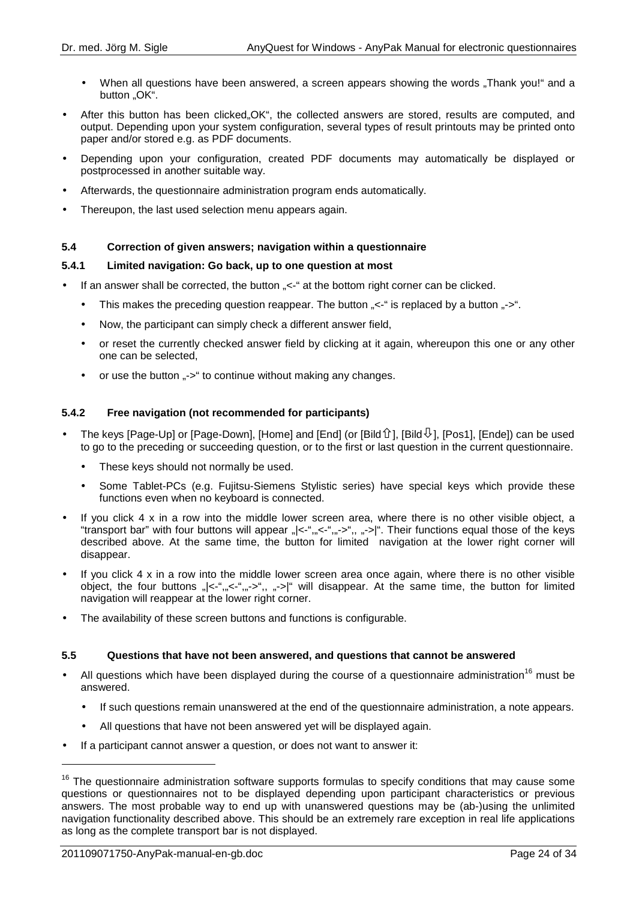- When all questions have been answered, a screen appears showing the words „Thank you!" and a button „OK".

- After this button has been clicked„OK", the collected answers are stored, results are computed, and output. Depending upon your system configuration, several types of result printouts may be printed onto paper and/or stored e.g. as PDF documents.
- Depending upon your configuration, created PDF documents may automatically be displayed or postprocessed in another suitable way.
- Afterwards, the questionnaire administration program ends automatically.
- Thereupon, the last used selection menu appears again.

### 5.4 Correction of given answers; navigation within a questionnaire

#### 5.4.1 Limited navigation: Go back, up to one question at most

- If an answer shall be corrected, the button „<-" at the bottom right corner can be clicked.
  - This makes the preceding question reappear. The button „<-" is replaced by a button „->".
  - Now, the participant can simply check a different answer field,
  - or reset the currently checked answer field by clicking at it again, whereupon this one or any other one can be selected,
  - or use the button „->" to continue without making any changes.

#### 5.4.2 Free navigation (not recommended for participants)

- The keys [Page-Up] or [Page-Down], [Home] and [End] (or [Bild⇧], [Bild⇩], [Pos1], [Ende]) can be used to go to the preceding or succeeding question, or to the first or last question in the current questionnaire.
  - These keys should not normally be used.
  - Some Tablet-PCs (e.g. Fujitsu-Siemens Stylistic series) have special keys which provide these functions even when no keyboard is connected.
- If you click 4 x in a row into the middle lower screen area, where there is no other visible object, a "transport bar" with four buttons will appear „|<-"„„<-"„„->",, „->|". Their functions equal those of the keys described above. At the same time, the button for limited navigation at the lower right corner will disappear.
- If you click 4 x in a row into the middle lower screen area once again, where there is no other visible object, the four buttons „|<-"„„<-"„„->",, „->|" will disappear. At the same time, the button for limited navigation will reappear at the lower right corner.
- The availability of these screen buttons and functions is configurable.

### 5.5 Questions that have not been answered, and questions that cannot be answered

- All questions which have been displayed during the course of a questionnaire administration[16] must be answered.
  - If such questions remain unanswered at the end of the questionnaire administration, a note appears.
  - All questions that have not been answered yet will be displayed again.
- If a participant cannot answer a question, or does not want to answer it:

---

[16] The questionnaire administration software supports formulas to specify conditions that may cause some questions or questionnaires not to be displayed depending upon participant characteristics or previous answers. The most probable way to end up with unanswered questions may be (ab-)using the unlimited navigation functionality described above. This should be an extremely rare exception in real life applications as long as the complete transport bar is not displayed.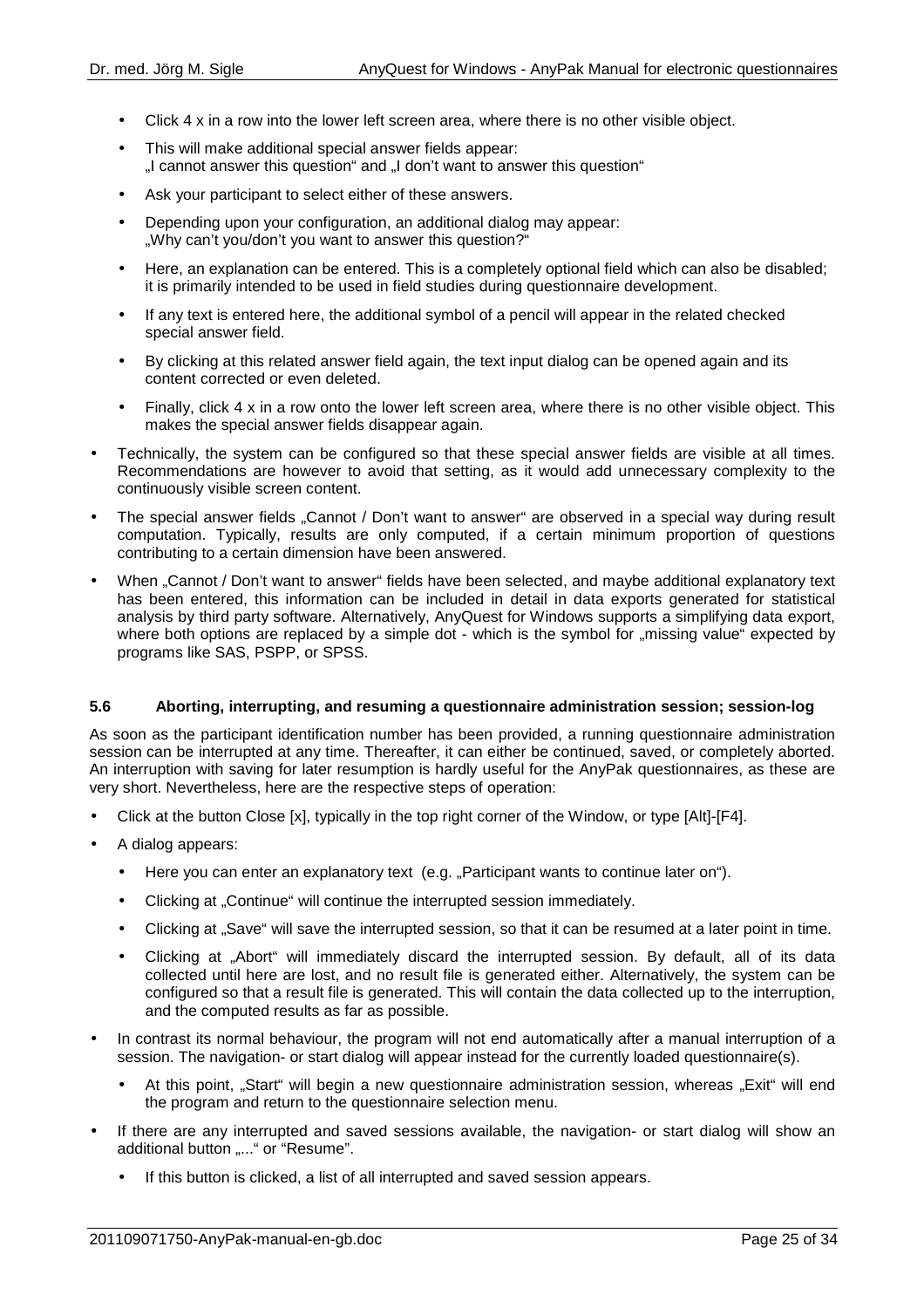- Click 4 x in a row into the lower left screen area, where there is no other visible object.
  - This will make additional special answer fields appear: „I cannot answer this question" and „I don't want to answer this question"
  - Ask your participant to select either of these answers.
  - Depending upon your configuration, an additional dialog may appear: „Why can't you/don't you want to answer this question?"
  - Here, an explanation can be entered. This is a completely optional field which can also be disabled; it is primarily intended to be used in field studies during questionnaire development.
  - If any text is entered here, the additional symbol of a pencil will appear in the related checked special answer field.
  - By clicking at this related answer field again, the text input dialog can be opened again and its content corrected or even deleted.
  - Finally, click 4 x in a row onto the lower left screen area, where there is no other visible object. This makes the special answer fields disappear again.
- Technically, the system can be configured so that these special answer fields are visible at all times. Recommendations are however to avoid that setting, as it would add unnecessary complexity to the continuously visible screen content.
- The special answer fields „Cannot / Don't want to answer" are observed in a special way during result computation. Typically, results are only computed, if a certain minimum proportion of questions contributing to a certain dimension have been answered.
- When „Cannot / Don't want to answer" fields have been selected, and maybe additional explanatory text has been entered, this information can be included in detail in data exports generated for statistical analysis by third party software. Alternatively, AnyQuest for Windows supports a simplifying data export, where both options are replaced by a simple dot - which is the symbol for „missing value" expected by programs like SAS, PSPP, or SPSS.

### 5.6 Aborting, interrupting, and resuming a questionnaire administration session; session-log

As soon as the participant identification number has been provided, a running questionnaire administration session can be interrupted at any time. Thereafter, it can either be continued, saved, or completely aborted. An interruption with saving for later resumption is hardly useful for the AnyPak questionnaires, as these are very short. Nevertheless, here are the respective steps of operation:

- Click at the button Close [x], typically in the top right corner of the Window, or type [Alt]-[F4].
- A dialog appears:
  - Here you can enter an explanatory text (e.g. „Participant wants to continue later on").
  - Clicking at „Continue" will continue the interrupted session immediately.
  - Clicking at „Save" will save the interrupted session, so that it can be resumed at a later point in time.
  - Clicking at „Abort" will immediately discard the interrupted session. By default, all of its data collected until here are lost, and no result file is generated either. Alternatively, the system can be configured so that a result file is generated. This will contain the data collected up to the interruption, and the computed results as far as possible.
- In contrast its normal behaviour, the program will not end automatically after a manual interruption of a session. The navigation- or start dialog will appear instead for the currently loaded questionnaire(s).
  - At this point, „Start" will begin a new questionnaire administration session, whereas „Exit" will end the program and return to the questionnaire selection menu.
- If there are any interrupted and saved sessions available, the navigation- or start dialog will show an additional button „..." or "Resume".
  - If this button is clicked, a list of all interrupted and saved session appears.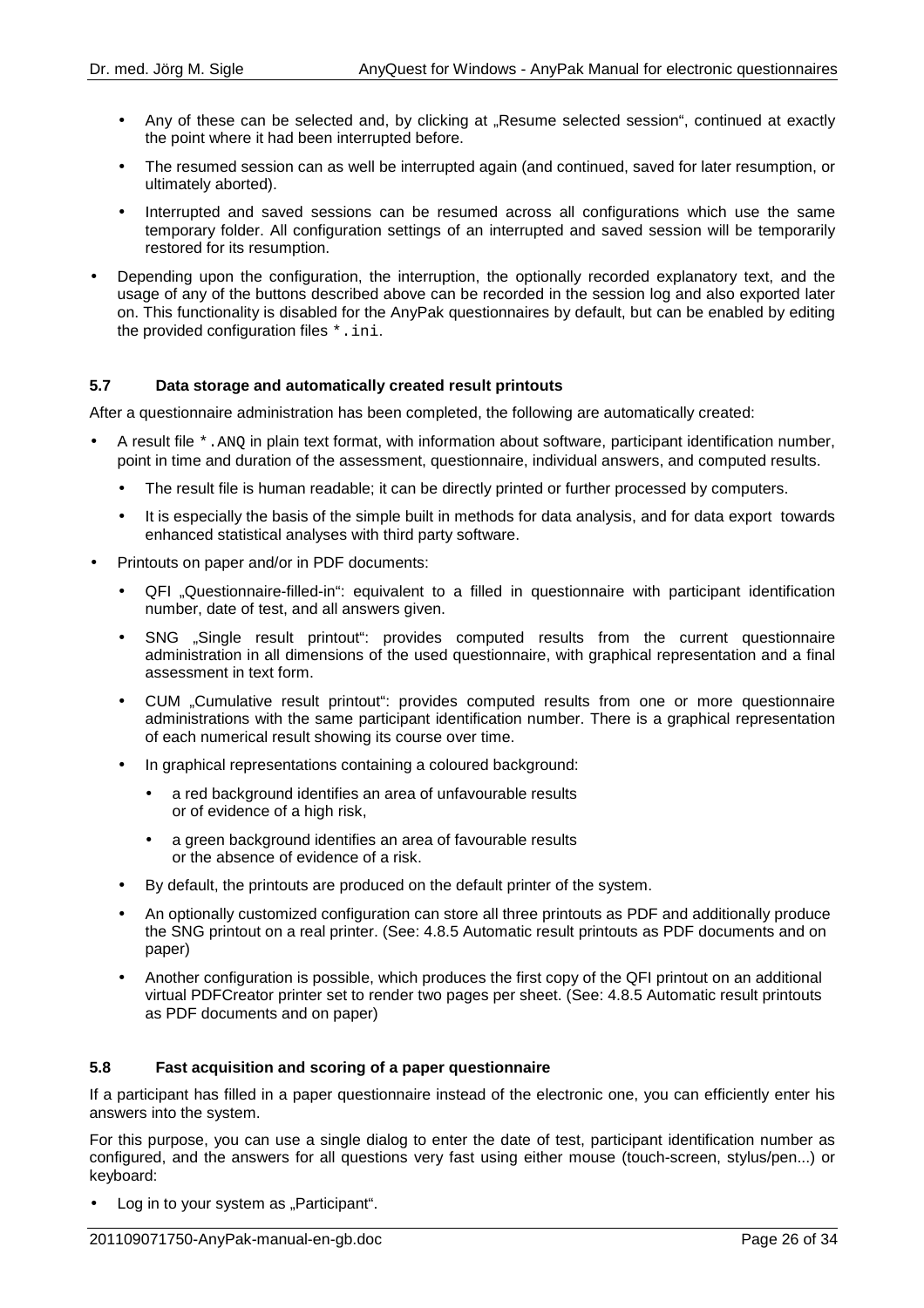- Any of these can be selected and, by clicking at „Resume selected session", continued at exactly the point where it had been interrupted before.
- The resumed session can as well be interrupted again (and continued, saved for later resumption, or ultimately aborted).
- Interrupted and saved sessions can be resumed across all configurations which use the same temporary folder. All configuration settings of an interrupted and saved session will be temporarily restored for its resumption.

- Depending upon the configuration, the interruption, the optionally recorded explanatory text, and the usage of any of the buttons described above can be recorded in the session log and also exported later on. This functionality is disabled for the AnyPak questionnaires by default, but can be enabled by editing the provided configuration files `*.ini`.

### 5.7 Data storage and automatically created result printouts

After a questionnaire administration has been completed, the following are automatically created:

- A result file `*.ANQ` in plain text format, with information about software, participant identification number, point in time and duration of the assessment, questionnaire, individual answers, and computed results.
  - The result file is human readable; it can be directly printed or further processed by computers.
  - It is especially the basis of the simple built in methods for data analysis, and for data export towards enhanced statistical analyses with third party software.
- Printouts on paper and/or in PDF documents:
  - QFI „Questionnaire-filled-in": equivalent to a filled in questionnaire with participant identification number, date of test, and all answers given.
  - SNG „Single result printout": provides computed results from the current questionnaire administration in all dimensions of the used questionnaire, with graphical representation and a final assessment in text form.
  - CUM „Cumulative result printout": provides computed results from one or more questionnaire administrations with the same participant identification number. There is a graphical representation of each numerical result showing its course over time.
  - In graphical representations containing a coloured background:
    - a red background identifies an area of unfavourable results or of evidence of a high risk,
    - a green background identifies an area of favourable results or the absence of evidence of a risk.
  - By default, the printouts are produced on the default printer of the system.
  - An optionally customized configuration can store all three printouts as PDF and additionally produce the SNG printout on a real printer. (See: 4.8.5 Automatic result printouts as PDF documents and on paper)
  - Another configuration is possible, which produces the first copy of the QFI printout on an additional virtual PDFCreator printer set to render two pages per sheet. (See: 4.8.5 Automatic result printouts as PDF documents and on paper)

### 5.8 Fast acquisition and scoring of a paper questionnaire

If a participant has filled in a paper questionnaire instead of the electronic one, you can efficiently enter his answers into the system.

For this purpose, you can use a single dialog to enter the date of test, participant identification number as configured, and the answers for all questions very fast using either mouse (touch-screen, stylus/pen...) or keyboard:

- Log in to your system as „Participant".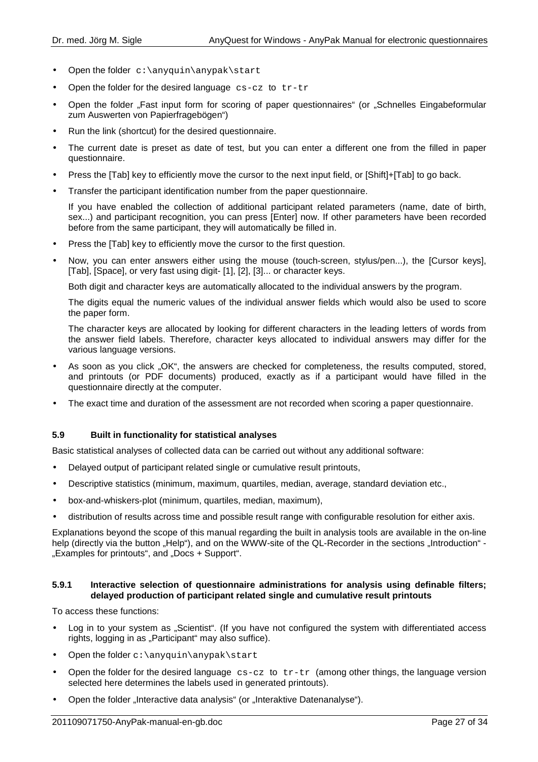- Open the folder `c:\anyquin\anypak\start`
- Open the folder for the desired language `cs-cz` to `tr-tr`
- Open the folder „Fast input form for scoring of paper questionnaires" (or „Schnelles Eingabeformular zum Auswerten von Papierfragebögen")
- Run the link (shortcut) for the desired questionnaire.
- The current date is preset as date of test, but you can enter a different one from the filled in paper questionnaire.
- Press the [Tab] key to efficiently move the cursor to the next input field, or [Shift]+[Tab] to go back.
- Transfer the participant identification number from the paper questionnaire.

  If you have enabled the collection of additional participant related parameters (name, date of birth, sex...) and participant recognition, you can press [Enter] now. If other parameters have been recorded before from the same participant, they will automatically be filled in.
- Press the [Tab] key to efficiently move the cursor to the first question.
- Now, you can enter answers either using the mouse (touch-screen, stylus/pen...), the [Cursor keys], [Tab], [Space], or very fast using digit- [1], [2], [3]... or character keys.

  Both digit and character keys are automatically allocated to the individual answers by the program.

  The digits equal the numeric values of the individual answer fields which would also be used to score the paper form.

  The character keys are allocated by looking for different characters in the leading letters of words from the answer field labels. Therefore, character keys allocated to individual answers may differ for the various language versions.
- As soon as you click „OK", the answers are checked for completeness, the results computed, stored, and printouts (or PDF documents) produced, exactly as if a participant would have filled in the questionnaire directly at the computer.
- The exact time and duration of the assessment are not recorded when scoring a paper questionnaire.

### 5.9 Built in functionality for statistical analyses

Basic statistical analyses of collected data can be carried out without any additional software:

- Delayed output of participant related single or cumulative result printouts,
- Descriptive statistics (minimum, maximum, quartiles, median, average, standard deviation etc.,
- box-and-whiskers-plot (minimum, quartiles, median, maximum),
- distribution of results across time and possible result range with configurable resolution for either axis.

Explanations beyond the scope of this manual regarding the built in analysis tools are available in the on-line help (directly via the button „Help"), and on the WWW-site of the QL-Recorder in the sections „Introduction" - „Examples for printouts", and „Docs + Support".

#### 5.9.1 Interactive selection of questionnaire administrations for analysis using definable filters; delayed production of participant related single and cumulative result printouts

To access these functions:

- Log in to your system as „Scientist". (If you have not configured the system with differentiated access rights, logging in as „Participant" may also suffice).
- Open the folder `c:\anyquin\anypak\start`
- Open the folder for the desired language `cs-cz` to `tr-tr` (among other things, the language version selected here determines the labels used in generated printouts).
- Open the folder „Interactive data analysis" (or „Interaktive Datenanalyse").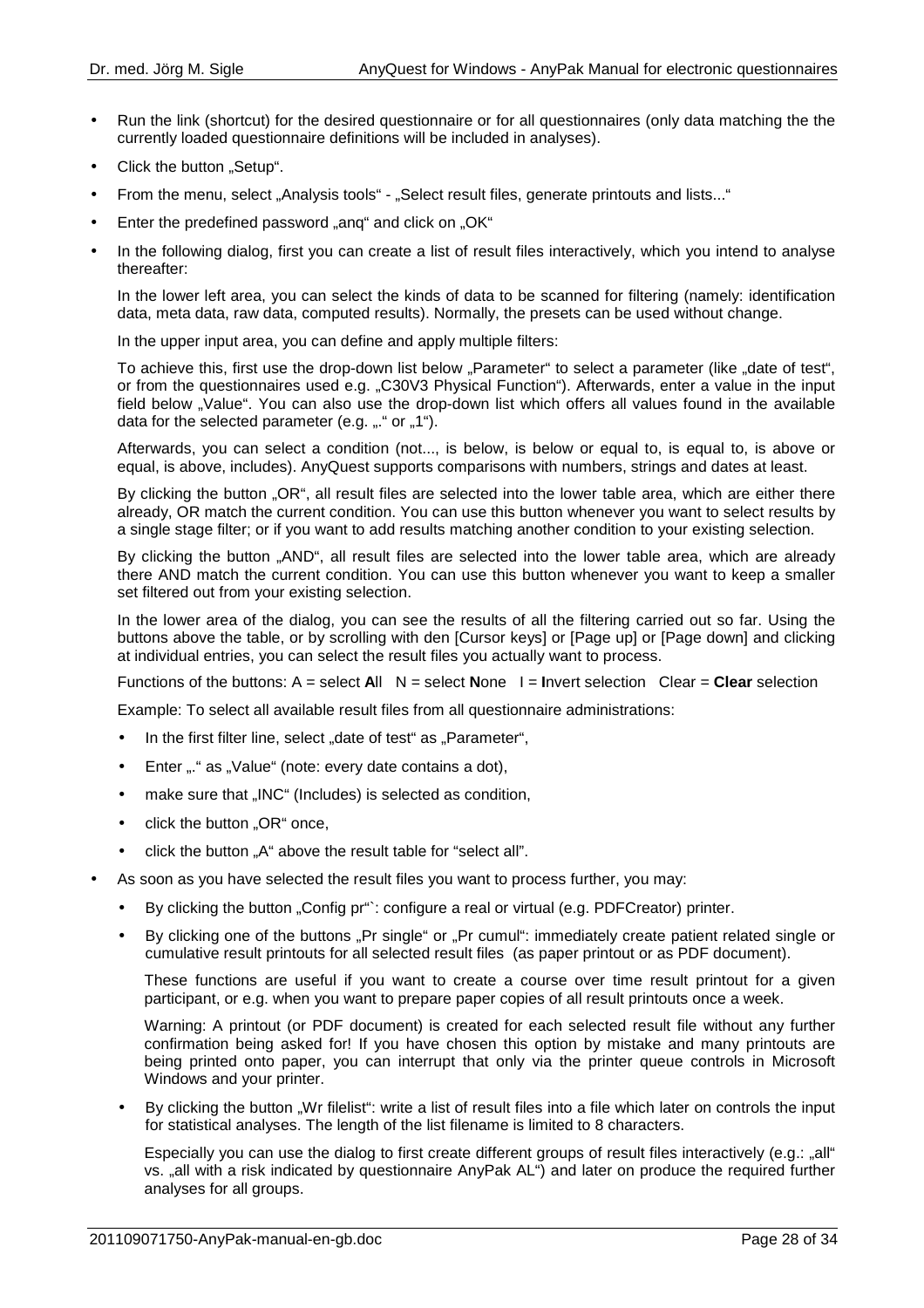- Run the link (shortcut) for the desired questionnaire or for all questionnaires (only data matching the the currently loaded questionnaire definitions will be included in analyses).
- Click the button „Setup".
- From the menu, select „Analysis tools" - „Select result files, generate printouts and lists..."
- Enter the predefined password „anq" and click on „OK"
- In the following dialog, first you can create a list of result files interactively, which you intend to analyse thereafter:

  In the lower left area, you can select the kinds of data to be scanned for filtering (namely: identification data, meta data, raw data, computed results). Normally, the presets can be used without change.

  In the upper input area, you can define and apply multiple filters:

  To achieve this, first use the drop-down list below „Parameter" to select a parameter (like „date of test", or from the questionnaires used e.g. „C30V3 Physical Function"). Afterwards, enter a value in the input field below „Value". You can also use the drop-down list which offers all values found in the available data for the selected parameter (e.g. „." or „1").

  Afterwards, you can select a condition (not..., is below, is below or equal to, is equal to, is above or equal, is above, includes). AnyQuest supports comparisons with numbers, strings and dates at least.

  By clicking the button „OR", all result files are selected into the lower table area, which are either there already, OR match the current condition. You can use this button whenever you want to select results by a single stage filter; or if you want to add results matching another condition to your existing selection.

  By clicking the button „AND", all result files are selected into the lower table area, which are already there AND match the current condition. You can use this button whenever you want to keep a smaller set filtered out from your existing selection.

  In the lower area of the dialog, you can see the results of all the filtering carried out so far. Using the buttons above the table, or by scrolling with den [Cursor keys] or [Page up] or [Page down] and clicking at individual entries, you can select the result files you actually want to process.

  Functions of the buttons: A = select **A**ll N = select **N**one I = **I**nvert selection Clear = **Clear** selection

  Example: To select all available result files from all questionnaire administrations:

  - In the first filter line, select „date of test" as „Parameter",
  - Enter „." as „Value" (note: every date contains a dot),
  - make sure that „INC" (Includes) is selected as condition,
  - click the button „OR" once,
  - click the button „A" above the result table for "select all".
- As soon as you have selected the result files you want to process further, you may:
  - By clicking the button „Config pr"`: configure a real or virtual (e.g. PDFCreator) printer.
  - By clicking one of the buttons „Pr single" or „Pr cumul": immediately create patient related single or cumulative result printouts for all selected result files (as paper printout or as PDF document).

    These functions are useful if you want to create a course over time result printout for a given participant, or e.g. when you want to prepare paper copies of all result printouts once a week.

    Warning: A printout (or PDF document) is created for each selected result file without any further confirmation being asked for! If you have chosen this option by mistake and many printouts are being printed onto paper, you can interrupt that only via the printer queue controls in Microsoft Windows and your printer.
  - By clicking the button „Wr filelist": write a list of result files into a file which later on controls the input for statistical analyses. The length of the list filename is limited to 8 characters.

    Especially you can use the dialog to first create different groups of result files interactively (e.g.: „all" vs. „all with a risk indicated by questionnaire AnyPak AL") and later on produce the required further analyses for all groups.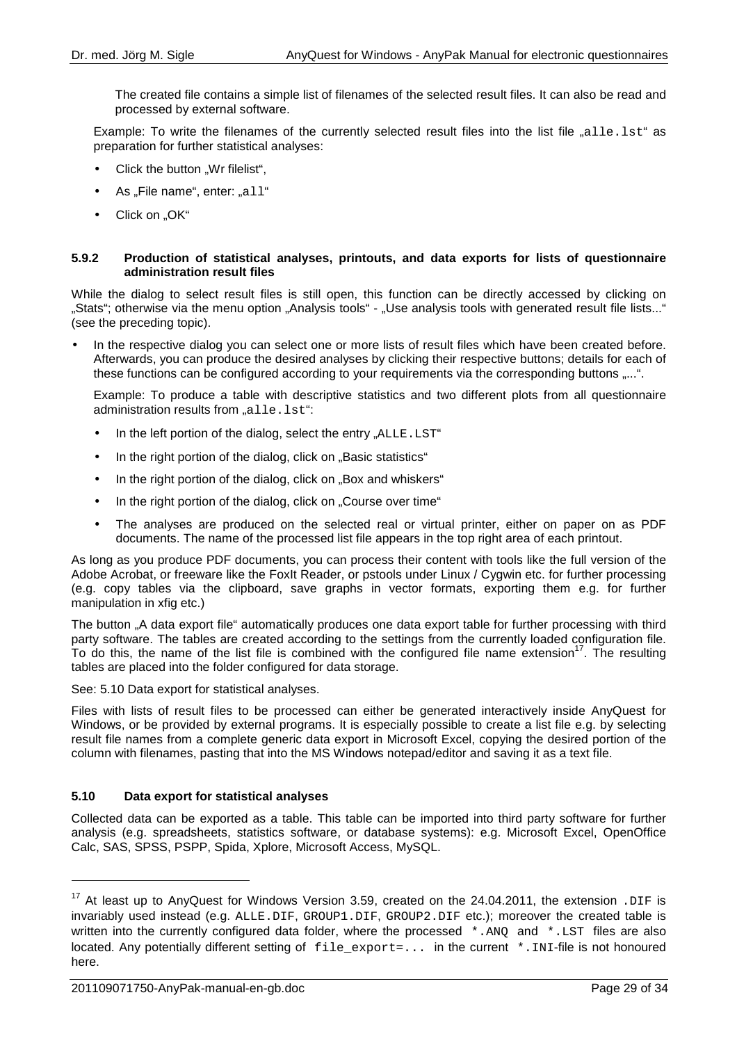The created file contains a simple list of filenames of the selected result files. It can also be read and processed by external software.

Example: To write the filenames of the currently selected result files into the list file „`alle.lst`“ as preparation for further statistical analyses:

- Click the button „Wr filelist“,
- As „File name“, enter: „`all`“
- Click on „OK“

#### 5.9.2 Production of statistical analyses, printouts, and data exports for lists of questionnaire administration result files

While the dialog to select result files is still open, this function can be directly accessed by clicking on „Stats“; otherwise via the menu option „Analysis tools“ - „Use analysis tools with generated result file lists...“ (see the preceding topic).

- In the respective dialog you can select one or more lists of result files which have been created before. Afterwards, you can produce the desired analyses by clicking their respective buttons; details for each of these functions can be configured according to your requirements via the corresponding buttons „...“.

  Example: To produce a table with descriptive statistics and two different plots from all questionnaire administration results from „`alle.lst`“:

  - In the left portion of the dialog, select the entry „`ALLE.LST`“
  - In the right portion of the dialog, click on „Basic statistics“
  - In the right portion of the dialog, click on „Box and whiskers“
  - In the right portion of the dialog, click on „Course over time“
  - The analyses are produced on the selected real or virtual printer, either on paper on as PDF documents. The name of the processed list file appears in the top right area of each printout.

As long as you produce PDF documents, you can process their content with tools like the full version of the Adobe Acrobat, or freeware like the FoxIt Reader, or pstools under Linux / Cygwin etc. for further processing (e.g. copy tables via the clipboard, save graphs in vector formats, exporting them e.g. for further manipulation in xfig etc.)

The button „A data export file“ automatically produces one data export table for further processing with third party software. The tables are created according to the settings from the currently loaded configuration file. To do this, the name of the list file is combined with the configured file name extension[17]. The resulting tables are placed into the folder configured for data storage.

See: 5.10 Data export for statistical analyses.

Files with lists of result files to be processed can either be generated interactively inside AnyQuest for Windows, or be provided by external programs. It is especially possible to create a list file e.g. by selecting result file names from a complete generic data export in Microsoft Excel, copying the desired portion of the column with filenames, pasting that into the MS Windows notepad/editor and saving it as a text file.

### 5.10 Data export for statistical analyses

Collected data can be exported as a table. This table can be imported into third party software for further analysis (e.g. spreadsheets, statistics software, or database systems): e.g. Microsoft Excel, OpenOffice Calc, SAS, SPSS, PSPP, Spida, Xplore, Microsoft Access, MySQL.

---

[17] At least up to AnyQuest for Windows Version 3.59, created on the 24.04.2011, the extension `.DIF` is invariably used instead (e.g. `ALLE.DIF`, `GROUP1.DIF`, `GROUP2.DIF` etc.); moreover the created table is written into the currently configured data folder, where the processed `*.ANQ` and `*.LST` files are also located. Any potentially different setting of `file_export=...` in the current `*.INI`-file is not honoured here.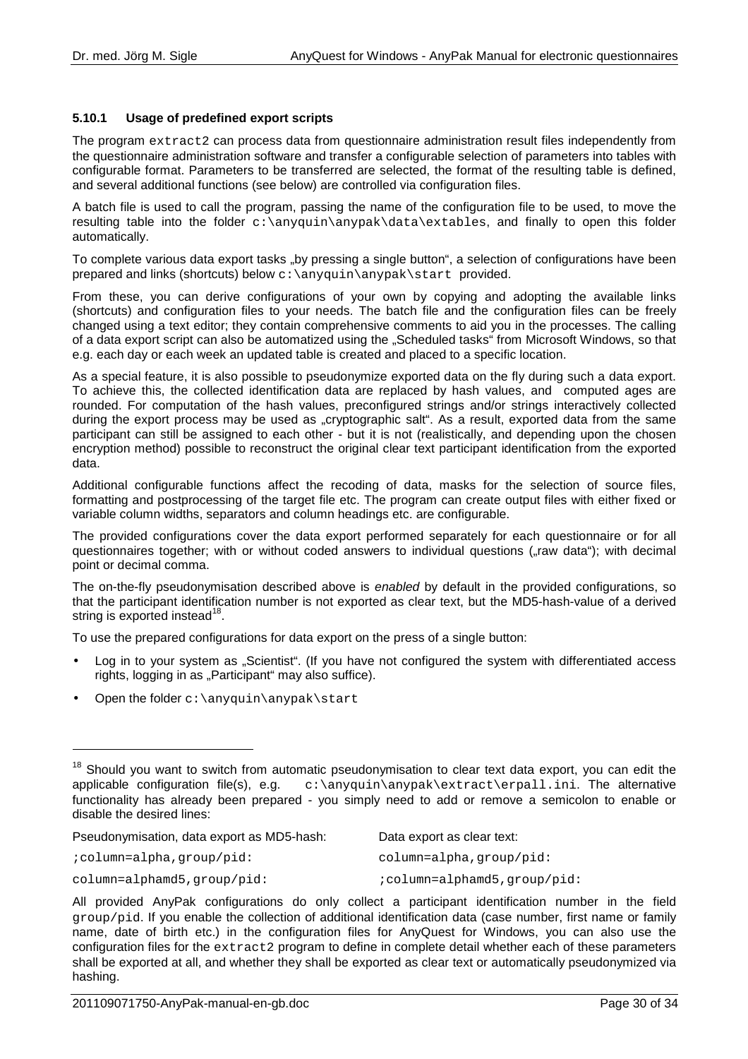### 5.10.1 Usage of predefined export scripts

The program `extract2` can process data from questionnaire administration result files independently from the questionnaire administration software and transfer a configurable selection of parameters into tables with configurable format. Parameters to be transferred are selected, the format of the resulting table is defined, and several additional functions (see below) are controlled via configuration files.

A batch file is used to call the program, passing the name of the configuration file to be used, to move the resulting table into the folder `c:\anyquin\anypak\data\extables`, and finally to open this folder automatically.

To complete various data export tasks „by pressing a single button", a selection of configurations have been prepared and links (shortcuts) below `c:\anyquin\anypak\start` provided.

From these, you can derive configurations of your own by copying and adopting the available links (shortcuts) and configuration files to your needs. The batch file and the configuration files can be freely changed using a text editor; they contain comprehensive comments to aid you in the processes. The calling of a data export script can also be automatized using the „Scheduled tasks" from Microsoft Windows, so that e.g. each day or each week an updated table is created and placed to a specific location.

As a special feature, it is also possible to pseudonymize exported data on the fly during such a data export. To achieve this, the collected identification data are replaced by hash values, and computed ages are rounded. For computation of the hash values, preconfigured strings and/or strings interactively collected during the export process may be used as „cryptographic salt". As a result, exported data from the same participant can still be assigned to each other - but it is not (realistically, and depending upon the chosen encryption method) possible to reconstruct the original clear text participant identification from the exported data.

Additional configurable functions affect the recoding of data, masks for the selection of source files, formatting and postprocessing of the target file etc. The program can create output files with either fixed or variable column widths, separators and column headings etc. are configurable.

The provided configurations cover the data export performed separately for each questionnaire or for all questionnaires together; with or without coded answers to individual questions („raw data"); with decimal point or decimal comma.

The on-the-fly pseudonymisation described above is *enabled* by default in the provided configurations, so that the participant identification number is not exported as clear text, but the MD5-hash-value of a derived string is exported instead[18].

To use the prepared configurations for data export on the press of a single button:

- Log in to your system as „Scientist". (If you have not configured the system with differentiated access rights, logging in as „Participant" may also suffice).
- Open the folder `c:\anyquin\anypak\start`

---

[18] Should you want to switch from automatic pseudonymisation to clear text data export, you can edit the applicable configuration file(s), e.g. `c:\anyquin\anypak\extract\erpall.ini`. The alternative functionality has already been prepared - you simply need to add or remove a semicolon to enable or disable the desired lines:

| Pseudonymisation, data export as MD5-hash: | Data export as clear text: |
|---|---|
| `;column=alpha,group/pid:` | `column=alpha,group/pid:` |
| `column=alphamd5,group/pid:` | `;column=alphamd5,group/pid:` |

All provided AnyPak configurations do only collect a participant identification number in the field `group/pid`. If you enable the collection of additional identification data (case number, first name or family name, date of birth etc.) in the configuration files for AnyQuest for Windows, you can also use the configuration files for the `extract2` program to define in complete detail whether each of these parameters shall be exported at all, and whether they shall be exported as clear text or automatically pseudonymized via hashing.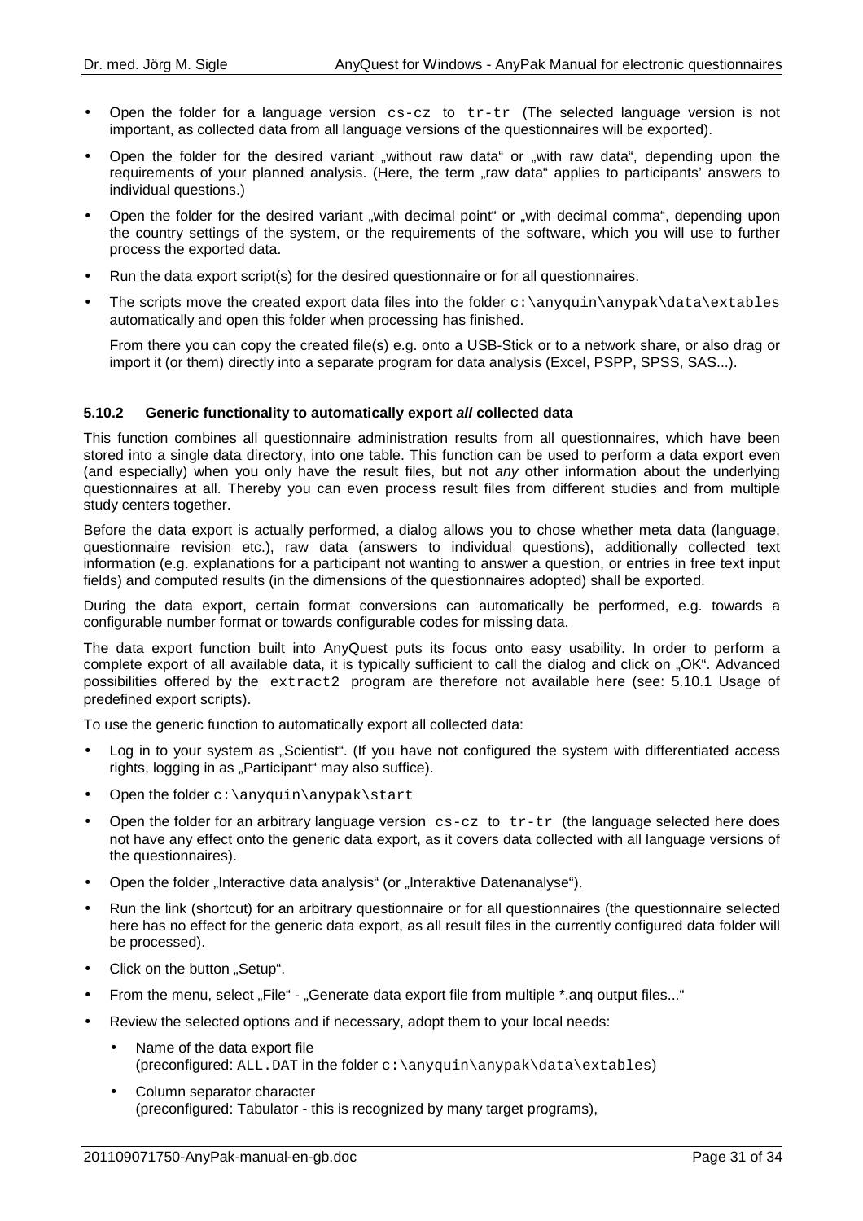- Open the folder for a language version `cs-cz` to `tr-tr` (The selected language version is not important, as collected data from all language versions of the questionnaires will be exported).
- Open the folder for the desired variant „without raw data" or „with raw data", depending upon the requirements of your planned analysis. (Here, the term „raw data" applies to participants' answers to individual questions.)
- Open the folder for the desired variant „with decimal point" or „with decimal comma", depending upon the country settings of the system, or the requirements of the software, which you will use to further process the exported data.
- Run the data export script(s) for the desired questionnaire or for all questionnaires.
- The scripts move the created export data files into the folder `c:\anyquin\anypak\data\extables` automatically and open this folder when processing has finished.

  From there you can copy the created file(s) e.g. onto a USB-Stick or to a network share, or also drag or import it (or them) directly into a separate program for data analysis (Excel, PSPP, SPSS, SAS...).

### 5.10.2 Generic functionality to automatically export *all* collected data

This function combines all questionnaire administration results from all questionnaires, which have been stored into a single data directory, into one table. This function can be used to perform a data export even (and especially) when you only have the result files, but not *any* other information about the underlying questionnaires at all. Thereby you can even process result files from different studies and from multiple study centers together.

Before the data export is actually performed, a dialog allows you to chose whether meta data (language, questionnaire revision etc.), raw data (answers to individual questions), additionally collected text information (e.g. explanations for a participant not wanting to answer a question, or entries in free text input fields) and computed results (in the dimensions of the questionnaires adopted) shall be exported.

During the data export, certain format conversions can automatically be performed, e.g. towards a configurable number format or towards configurable codes for missing data.

The data export function built into AnyQuest puts its focus onto easy usability. In order to perform a complete export of all available data, it is typically sufficient to call the dialog and click on „OK". Advanced possibilities offered by the `extract2` program are therefore not available here (see: 5.10.1 Usage of predefined export scripts).

To use the generic function to automatically export all collected data:

- Log in to your system as „Scientist". (If you have not configured the system with differentiated access rights, logging in as „Participant" may also suffice).
- Open the folder `c:\anyquin\anypak\start`
- Open the folder for an arbitrary language version `cs-cz` to `tr-tr` (the language selected here does not have any effect onto the generic data export, as it covers data collected with all language versions of the questionnaires).
- Open the folder „Interactive data analysis" (or „Interaktive Datenanalyse").
- Run the link (shortcut) for an arbitrary questionnaire or for all questionnaires (the questionnaire selected here has no effect for the generic data export, as all result files in the currently configured data folder will be processed).
- Click on the button „Setup".
- From the menu, select „File" - „Generate data export file from multiple *.anq output files..."
- Review the selected options and if necessary, adopt them to your local needs:
  - Name of the data export file
    (preconfigured: `ALL.DAT` in the folder `c:\anyquin\anypak\data\extables`)
  - Column separator character
    (preconfigured: Tabulator - this is recognized by many target programs),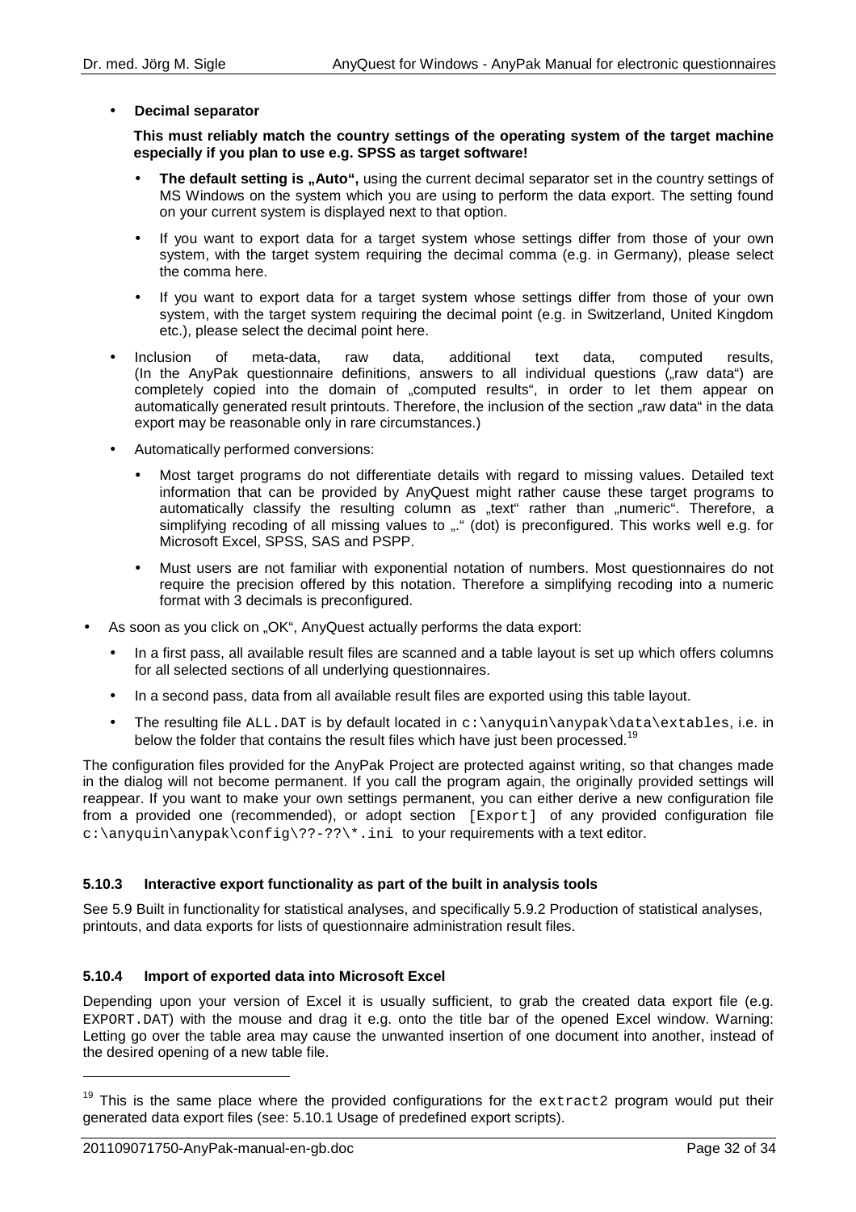- **Decimal separator**

  **This must reliably match the country settings of the operating system of the target machine especially if you plan to use e.g. SPSS as target software!**

  - **The default setting is „Auto",** using the current decimal separator set in the country settings of MS Windows on the system which you are using to perform the data export. The setting found on your current system is displayed next to that option.
  - If you want to export data for a target system whose settings differ from those of your own system, with the target system requiring the decimal comma (e.g. in Germany), please select the comma here.
  - If you want to export data for a target system whose settings differ from those of your own system, with the target system requiring the decimal point (e.g. in Switzerland, United Kingdom etc.), please select the decimal point here.

- Inclusion of meta-data, raw data, additional text data, computed results, (In the AnyPak questionnaire definitions, answers to all individual questions („raw data") are completely copied into the domain of „computed results", in order to let them appear on automatically generated result printouts. Therefore, the inclusion of the section „raw data" in the data export may be reasonable only in rare circumstances.)

- Automatically performed conversions:

  - Most target programs do not differentiate details with regard to missing values. Detailed text information that can be provided by AnyQuest might rather cause these target programs to automatically classify the resulting column as „text" rather than „numeric". Therefore, a simplifying recoding of all missing values to „." (dot) is preconfigured. This works well e.g. for Microsoft Excel, SPSS, SAS and PSPP.
  - Must users are not familiar with exponential notation of numbers. Most questionnaires do not require the precision offered by this notation. Therefore a simplifying recoding into a numeric format with 3 decimals is preconfigured.

- As soon as you click on „OK", AnyQuest actually performs the data export:

  - In a first pass, all available result files are scanned and a table layout is set up which offers columns for all selected sections of all underlying questionnaires.
  - In a second pass, data from all available result files are exported using this table layout.
  - The resulting file `ALL.DAT` is by default located in `c:\anyquin\anypak\data\extables`, i.e. in below the folder that contains the result files which have just been processed.[19]

The configuration files provided for the AnyPak Project are protected against writing, so that changes made in the dialog will not become permanent. If you call the program again, the originally provided settings will reappear. If you want to make your own settings permanent, you can either derive a new configuration file from a provided one (recommended), or adopt section `[Export]` of any provided configuration file `c:\anyquin\anypak\config\??-??\*.ini` to your requirements with a text editor.

### 5.10.3 Interactive export functionality as part of the built in analysis tools

See 5.9 Built in functionality for statistical analyses, and specifically 5.9.2 Production of statistical analyses, printouts, and data exports for lists of questionnaire administration result files.

### 5.10.4 Import of exported data into Microsoft Excel

Depending upon your version of Excel it is usually sufficient, to grab the created data export file (e.g. `EXPORT.DAT`) with the mouse and drag it e.g. onto the title bar of the opened Excel window. Warning: Letting go over the table area may cause the unwanted insertion of one document into another, instead of the desired opening of a new table file.

---

[19] This is the same place where the provided configurations for the `extract2` program would put their generated data export files (see: 5.10.1 Usage of predefined export scripts).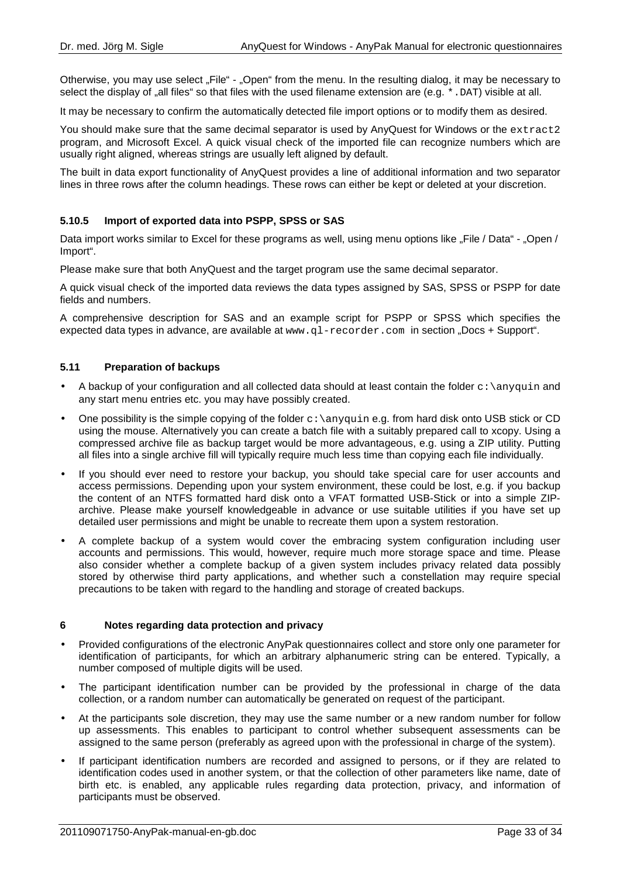Otherwise, you may use select „File“ - „Open“ from the menu. In the resulting dialog, it may be necessary to select the display of „all files“ so that files with the used filename extension are (e.g. `*.DAT`) visible at all.

It may be necessary to confirm the automatically detected file import options or to modify them as desired.

You should make sure that the same decimal separator is used by AnyQuest for Windows or the `extract2` program, and Microsoft Excel. A quick visual check of the imported file can recognize numbers which are usually right aligned, whereas strings are usually left aligned by default.

The built in data export functionality of AnyQuest provides a line of additional information and two separator lines in three rows after the column headings. These rows can either be kept or deleted at your discretion.

#### 5.10.5 Import of exported data into PSPP, SPSS or SAS

Data import works similar to Excel for these programs as well, using menu options like „File / Data“ - „Open / Import“.

Please make sure that both AnyQuest and the target program use the same decimal separator.

A quick visual check of the imported data reviews the data types assigned by SAS, SPSS or PSPP for date fields and numbers.

A comprehensive description for SAS and an example script for PSPP or SPSS which specifies the expected data types in advance, are available at `www.ql-recorder.com` in section „Docs + Support“.

### 5.11 Preparation of backups

- A backup of your configuration and all collected data should at least contain the folder `c:\anyquin` and any start menu entries etc. you may have possibly created.
- One possibility is the simple copying of the folder `c:\anyquin` e.g. from hard disk onto USB stick or CD using the mouse. Alternatively you can create a batch file with a suitably prepared call to xcopy. Using a compressed archive file as backup target would be more advantageous, e.g. using a ZIP utility. Putting all files into a single archive fill will typically require much less time than copying each file individually.
- If you should ever need to restore your backup, you should take special care for user accounts and access permissions. Depending upon your system environment, these could be lost, e.g. if you backup the content of an NTFS formatted hard disk onto a VFAT formatted USB-Stick or into a simple ZIP-archive. Please make yourself knowledgeable in advance or use suitable utilities if you have set up detailed user permissions and might be unable to recreate them upon a system restoration.
- A complete backup of a system would cover the embracing system configuration including user accounts and permissions. This would, however, require much more storage space and time. Please also consider whether a complete backup of a given system includes privacy related data possibly stored by otherwise third party applications, and whether such a constellation may require special precautions to be taken with regard to the handling and storage of created backups.

## 6 Notes regarding data protection and privacy

- Provided configurations of the electronic AnyPak questionnaires collect and store only one parameter for identification of participants, for which an arbitrary alphanumeric string can be entered. Typically, a number composed of multiple digits will be used.
- The participant identification number can be provided by the professional in charge of the data collection, or a random number can automatically be generated on request of the participant.
- At the participants sole discretion, they may use the same number or a new random number for follow up assessments. This enables to participant to control whether subsequent assessments can be assigned to the same person (preferably as agreed upon with the professional in charge of the system).
- If participant identification numbers are recorded and assigned to persons, or if they are related to identification codes used in another system, or that the collection of other parameters like name, date of birth etc. is enabled, any applicable rules regarding data protection, privacy, and information of participants must be observed.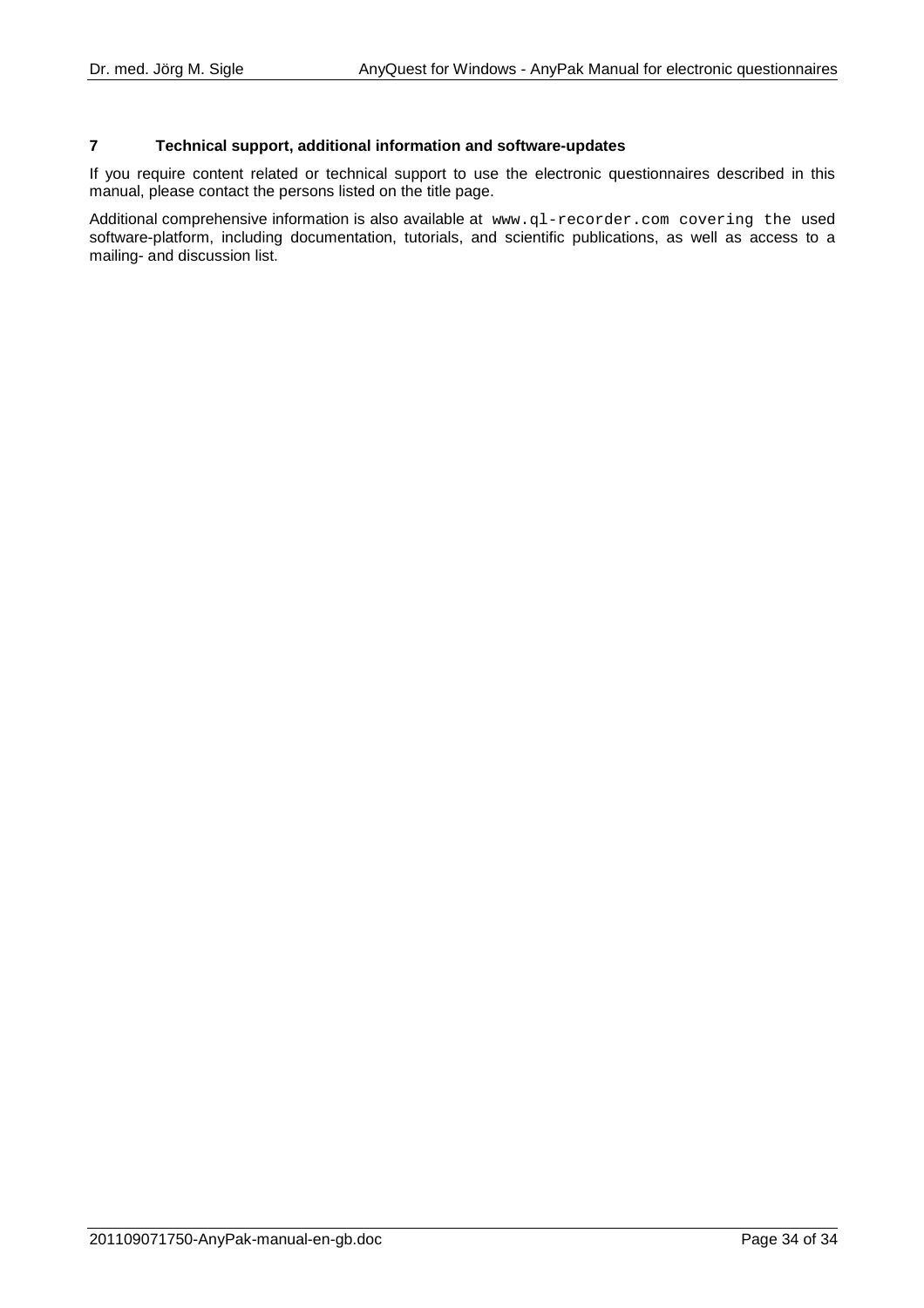## 7 Technical support, additional information and software-updates

If you require content related or technical support to use the electronic questionnaires described in this manual, please contact the persons listed on the title page.

Additional comprehensive information is also available at `www.ql-recorder.com covering the` used software-platform, including documentation, tutorials, and scientific publications, as well as access to a mailing- and discussion list.